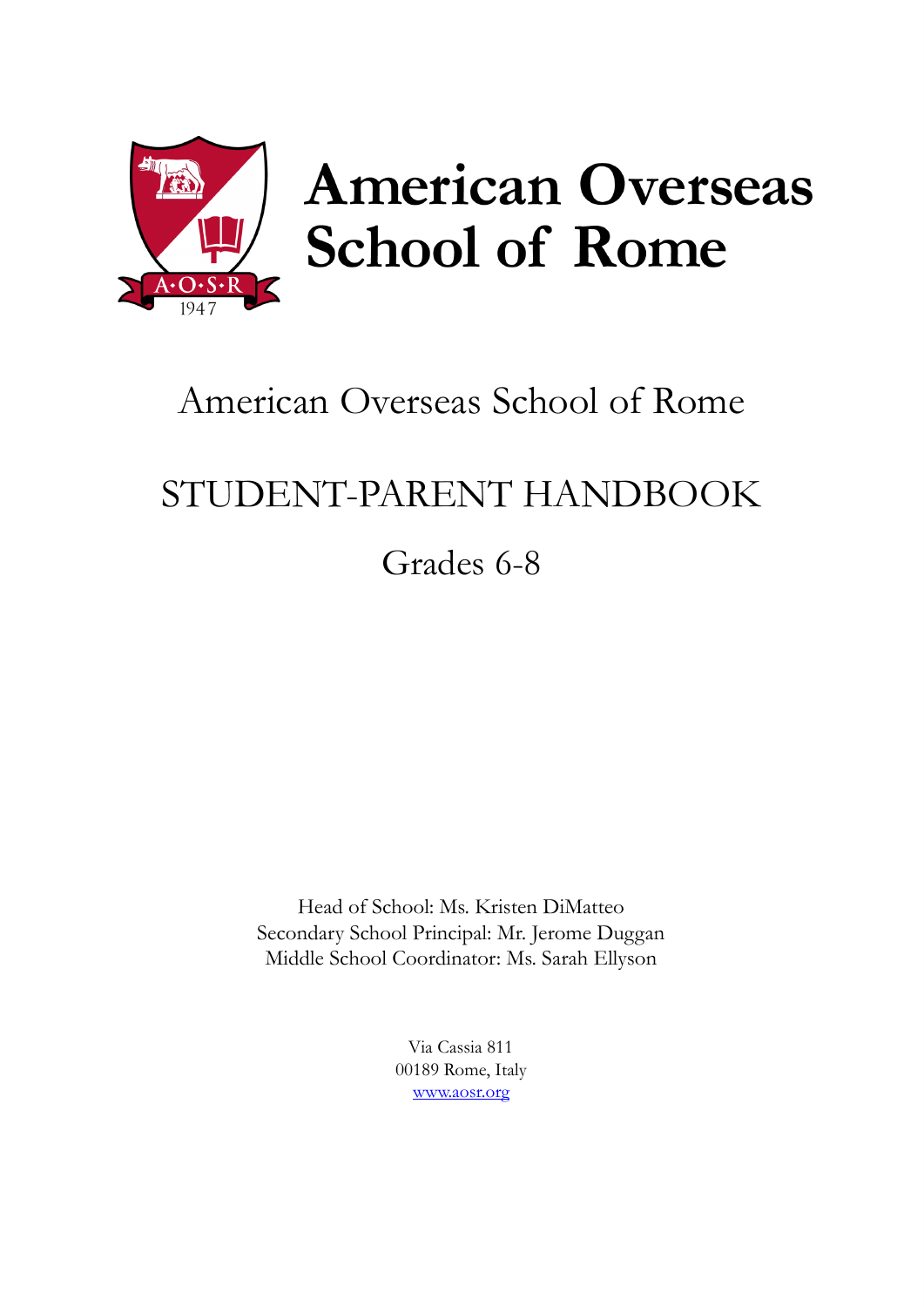# American Overseas School of Rome

American Overseas School of Rome

## STUDENT-PARENT HANDBOOK

Grades 6-8

Head of School: Ms. Kristen DiMatteo
Secondary School Principal: Mr. Jerome Duggan
Middle School Coordinator: Ms. Sarah Ellyson

Via Cassia 811
00189 Rome, Italy
www.aosr.org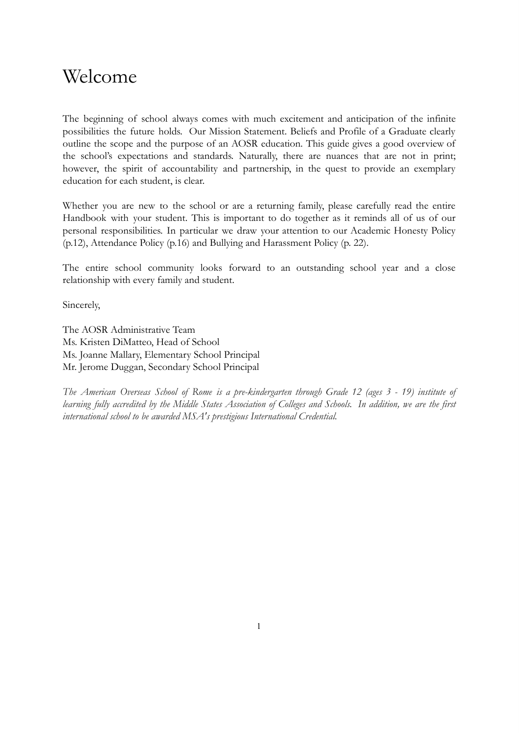# Welcome

The beginning of school always comes with much excitement and anticipation of the infinite possibilities the future holds. Our Mission Statement. Beliefs and Profile of a Graduate clearly outline the scope and the purpose of an AOSR education. This guide gives a good overview of the school's expectations and standards. Naturally, there are nuances that are not in print; however, the spirit of accountability and partnership, in the quest to provide an exemplary education for each student, is clear.

Whether you are new to the school or are a returning family, please carefully read the entire Handbook with your student. This is important to do together as it reminds all of us of our personal responsibilities. In particular we draw your attention to our Academic Honesty Policy (p.12), Attendance Policy (p.16) and Bullying and Harassment Policy (p. 22).

The entire school community looks forward to an outstanding school year and a close relationship with every family and student.

Sincerely,

The AOSR Administrative Team
Ms. Kristen DiMatteo, Head of School
Ms. Joanne Mallary, Elementary School Principal
Mr. Jerome Duggan, Secondary School Principal

*The American Overseas School of Rome is a pre-kindergarten through Grade 12 (ages 3 - 19) institute of learning fully accredited by the Middle States Association of Colleges and Schools. In addition, we are the first international school to be awarded MSA's prestigious International Credential.*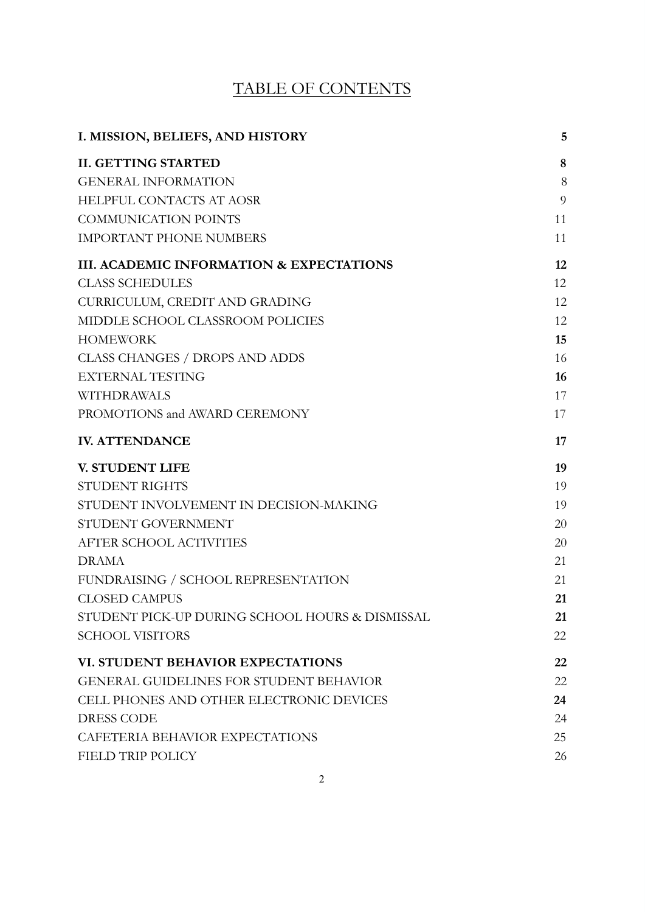# TABLE OF CONTENTS

| | |
|---|---|
| **I. MISSION, BELIEFS, AND HISTORY** | **5** |
| **II. GETTING STARTED** | **8** |
| GENERAL INFORMATION | 8 |
| HELPFUL CONTACTS AT AOSR | 9 |
| COMMUNICATION POINTS | 11 |
| IMPORTANT PHONE NUMBERS | 11 |
| **III. ACADEMIC INFORMATION & EXPECTATIONS** | **12** |
| CLASS SCHEDULES | 12 |
| CURRICULUM, CREDIT AND GRADING | 12 |
| MIDDLE SCHOOL CLASSROOM POLICIES | 12 |
| HOMEWORK | **15** |
| CLASS CHANGES / DROPS AND ADDS | 16 |
| EXTERNAL TESTING | **16** |
| WITHDRAWALS | 17 |
| PROMOTIONS and AWARD CEREMONY | 17 |
| **IV. ATTENDANCE** | **17** |
| **V. STUDENT LIFE** | **19** |
| STUDENT RIGHTS | 19 |
| STUDENT INVOLVEMENT IN DECISION-MAKING | 19 |
| STUDENT GOVERNMENT | 20 |
| AFTER SCHOOL ACTIVITIES | 20 |
| DRAMA | 21 |
| FUNDRAISING / SCHOOL REPRESENTATION | 21 |
| CLOSED CAMPUS | **21** |
| STUDENT PICK-UP DURING SCHOOL HOURS & DISMISSAL | **21** |
| SCHOOL VISITORS | 22 |
| **VI. STUDENT BEHAVIOR EXPECTATIONS** | **22** |
| GENERAL GUIDELINES FOR STUDENT BEHAVIOR | 22 |
| CELL PHONES AND OTHER ELECTRONIC DEVICES | **24** |
| DRESS CODE | 24 |
| CAFETERIA BEHAVIOR EXPECTATIONS | 25 |
| FIELD TRIP POLICY | 26 |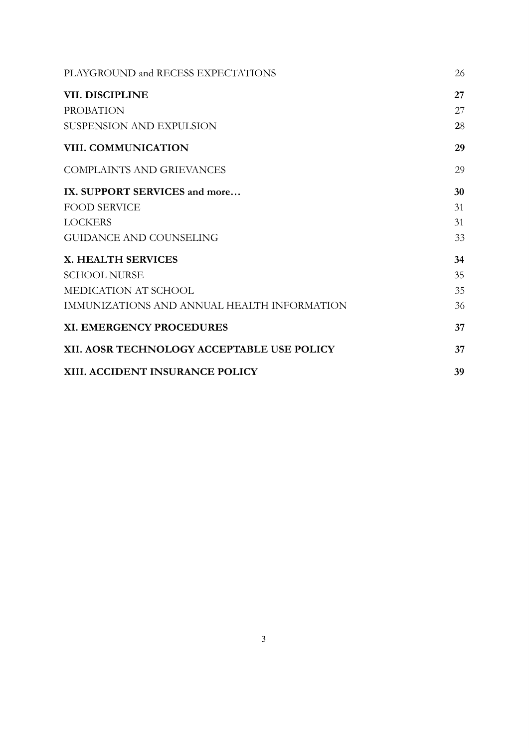PLAYGROUND and RECESS EXPECTATIONS 26

**VII. DISCIPLINE 27**

PROBATION 27

SUSPENSION AND EXPULSION 28

**VIII. COMMUNICATION 29**

COMPLAINTS AND GRIEVANCES 29

**IX. SUPPORT SERVICES and more… 30**

FOOD SERVICE 31

LOCKERS 31

GUIDANCE AND COUNSELING 33

**X. HEALTH SERVICES 34**

SCHOOL NURSE 35

MEDICATION AT SCHOOL 35

IMMUNIZATIONS AND ANNUAL HEALTH INFORMATION 36

**XI. EMERGENCY PROCEDURES 37**

**XII. AOSR TECHNOLOGY ACCEPTABLE USE POLICY 37**

**XIII. ACCIDENT INSURANCE POLICY 39**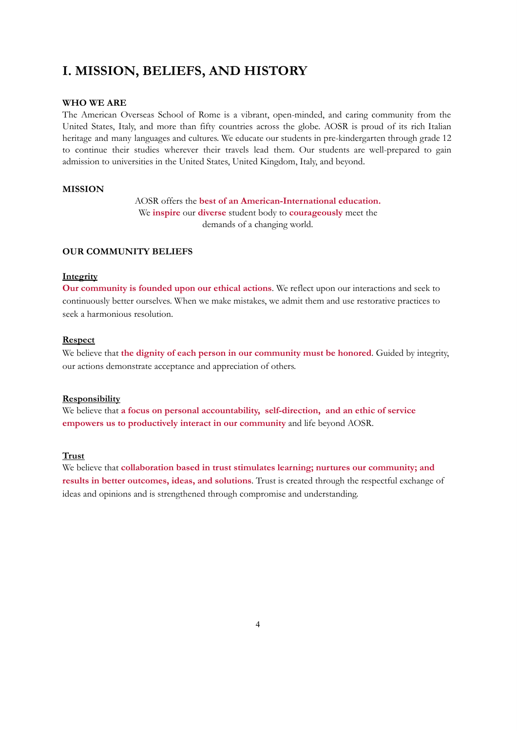# I. MISSION, BELIEFS, AND HISTORY

### WHO WE ARE

The American Overseas School of Rome is a vibrant, open-minded, and caring community from the United States, Italy, and more than fifty countries across the globe. AOSR is proud of its rich Italian heritage and many languages and cultures. We educate our students in pre-kindergarten through grade 12 to continue their studies wherever their travels lead them. Our students are well-prepared to gain admission to universities in the United States, United Kingdom, Italy, and beyond.

### MISSION

AOSR offers the **best of an American-International education.** We **inspire** our **diverse** student body to **courageously** meet the demands of a changing world.

### OUR COMMUNITY BELIEFS

#### Integrity

**Our community is founded upon our ethical actions**. We reflect upon our interactions and seek to continuously better ourselves. When we make mistakes, we admit them and use restorative practices to seek a harmonious resolution.

#### Respect

We believe that **the dignity of each person in our community must be honored**. Guided by integrity, our actions demonstrate acceptance and appreciation of others.

#### Responsibility

We believe that **a focus on personal accountability, self-direction, and an ethic of service empowers us to productively interact in our community** and life beyond AOSR.

#### Trust

We believe that **collaboration based in trust stimulates learning; nurtures our community; and results in better outcomes, ideas, and solutions**. Trust is created through the respectful exchange of ideas and opinions and is strengthened through compromise and understanding.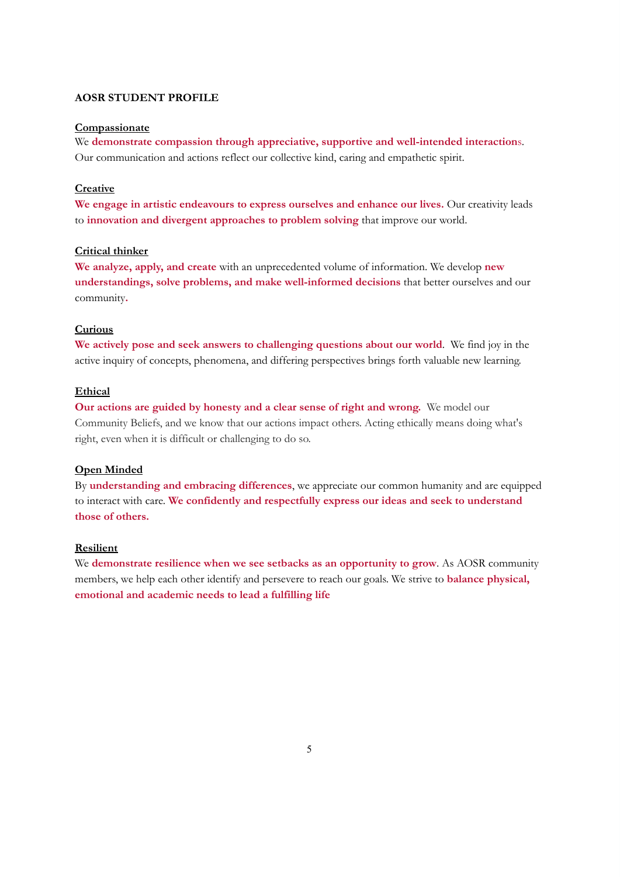**AOSR STUDENT PROFILE**

**Compassionate**

We **demonstrate compassion through appreciative, supportive and well-intended interaction**s. Our communication and actions reflect our collective kind, caring and empathetic spirit.

**Creative**

**We engage in artistic endeavours to express ourselves and enhance our lives.** Our creativity leads to **innovation and divergent approaches to problem solving** that improve our world.

**Critical thinker**

**We analyze, apply, and create** with an unprecedented volume of information. We develop **new understandings, solve problems, and make well-informed decisions** that better ourselves and our community.

**Curious**

**We actively pose and seek answers to challenging questions about our world**. We find joy in the active inquiry of concepts, phenomena, and differing perspectives brings forth valuable new learning.

**Ethical**

**Our actions are guided by honesty and a clear sense of right and wrong.** We model our Community Beliefs, and we know that our actions impact others. Acting ethically means doing what's right, even when it is difficult or challenging to do so.

**Open Minded**

By **understanding and embracing differences**, we appreciate our common humanity and are equipped to interact with care. **We confidently and respectfully express our ideas and seek to understand those of others.**

**Resilient**

We **demonstrate resilience when we see setbacks as an opportunity to grow**. As AOSR community members, we help each other identify and persevere to reach our goals. We strive to **balance physical, emotional and academic needs to lead a fulfilling life**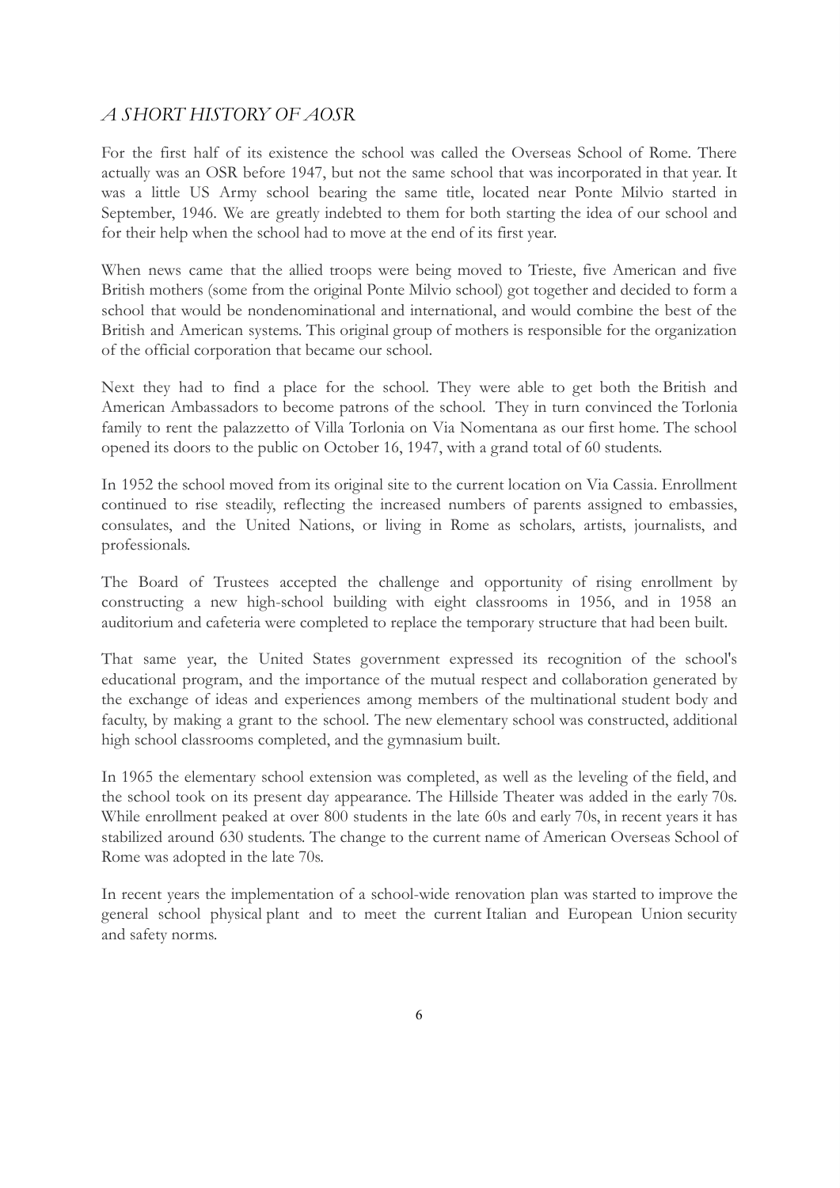## *A SHORT HISTORY OF AOSR*

For the first half of its existence the school was called the Overseas School of Rome. There actually was an OSR before 1947, but not the same school that was incorporated in that year. It was a little US Army school bearing the same title, located near Ponte Milvio started in September, 1946. We are greatly indebted to them for both starting the idea of our school and for their help when the school had to move at the end of its first year.

When news came that the allied troops were being moved to Trieste, five American and five British mothers (some from the original Ponte Milvio school) got together and decided to form a school that would be nondenominational and international, and would combine the best of the British and American systems. This original group of mothers is responsible for the organization of the official corporation that became our school.

Next they had to find a place for the school. They were able to get both the British and American Ambassadors to become patrons of the school. They in turn convinced the Torlonia family to rent the palazzetto of Villa Torlonia on Via Nomentana as our first home. The school opened its doors to the public on October 16, 1947, with a grand total of 60 students.

In 1952 the school moved from its original site to the current location on Via Cassia. Enrollment continued to rise steadily, reflecting the increased numbers of parents assigned to embassies, consulates, and the United Nations, or living in Rome as scholars, artists, journalists, and professionals.

The Board of Trustees accepted the challenge and opportunity of rising enrollment by constructing a new high-school building with eight classrooms in 1956, and in 1958 an auditorium and cafeteria were completed to replace the temporary structure that had been built.

That same year, the United States government expressed its recognition of the school's educational program, and the importance of the mutual respect and collaboration generated by the exchange of ideas and experiences among members of the multinational student body and faculty, by making a grant to the school. The new elementary school was constructed, additional high school classrooms completed, and the gymnasium built.

In 1965 the elementary school extension was completed, as well as the leveling of the field, and the school took on its present day appearance. The Hillside Theater was added in the early 70s. While enrollment peaked at over 800 students in the late 60s and early 70s, in recent years it has stabilized around 630 students. The change to the current name of American Overseas School of Rome was adopted in the late 70s.

In recent years the implementation of a school-wide renovation plan was started to improve the general school physical plant and to meet the current Italian and European Union security and safety norms.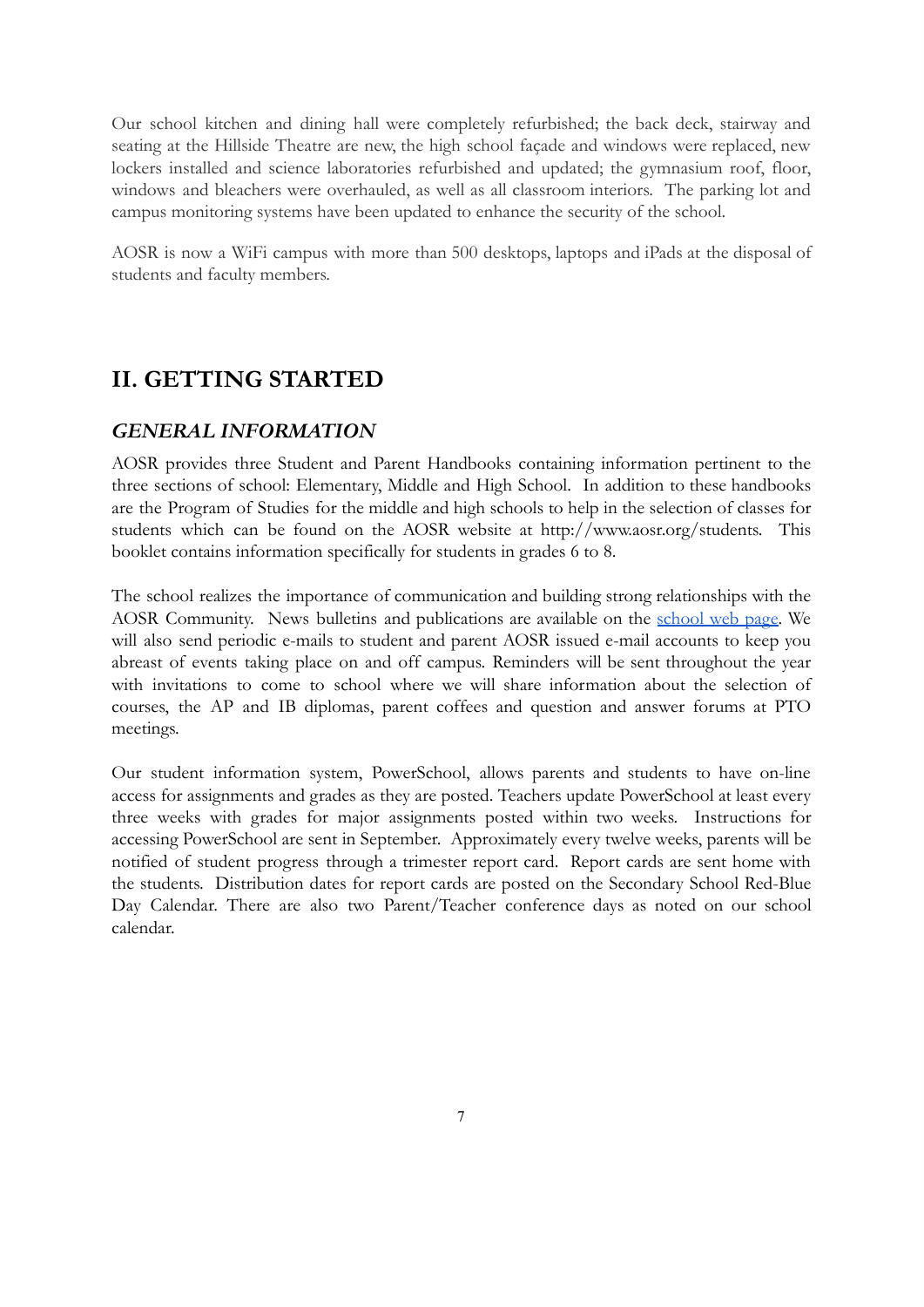Our school kitchen and dining hall were completely refurbished; the back deck, stairway and seating at the Hillside Theatre are new, the high school façade and windows were replaced, new lockers installed and science laboratories refurbished and updated; the gymnasium roof, floor, windows and bleachers were overhauled, as well as all classroom interiors. The parking lot and campus monitoring systems have been updated to enhance the security of the school.

AOSR is now a WiFi campus with more than 500 desktops, laptops and iPads at the disposal of students and faculty members.

## II. GETTING STARTED

### *GENERAL INFORMATION*

AOSR provides three Student and Parent Handbooks containing information pertinent to the three sections of school: Elementary, Middle and High School. In addition to these handbooks are the Program of Studies for the middle and high schools to help in the selection of classes for students which can be found on the AOSR website at http://www.aosr.org/students. This booklet contains information specifically for students in grades 6 to 8.

The school realizes the importance of communication and building strong relationships with the AOSR Community. News bulletins and publications are available on the school web page. We will also send periodic e-mails to student and parent AOSR issued e-mail accounts to keep you abreast of events taking place on and off campus. Reminders will be sent throughout the year with invitations to come to school where we will share information about the selection of courses, the AP and IB diplomas, parent coffees and question and answer forums at PTO meetings.

Our student information system, PowerSchool, allows parents and students to have on-line access for assignments and grades as they are posted. Teachers update PowerSchool at least every three weeks with grades for major assignments posted within two weeks. Instructions for accessing PowerSchool are sent in September. Approximately every twelve weeks, parents will be notified of student progress through a trimester report card. Report cards are sent home with the students. Distribution dates for report cards are posted on the Secondary School Red-Blue Day Calendar. There are also two Parent/Teacher conference days as noted on our school calendar.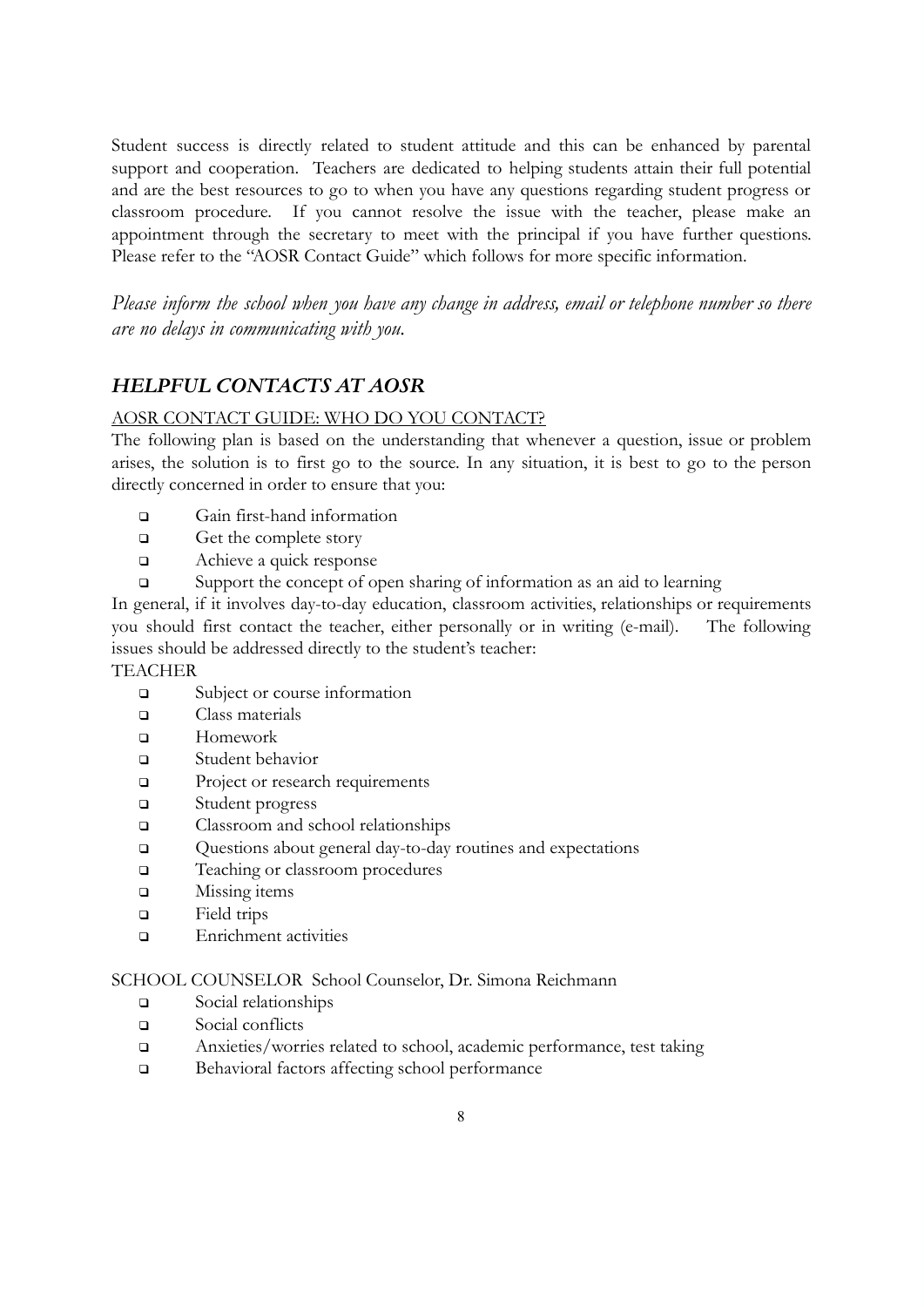Student success is directly related to student attitude and this can be enhanced by parental support and cooperation. Teachers are dedicated to helping students attain their full potential and are the best resources to go to when you have any questions regarding student progress or classroom procedure. If you cannot resolve the issue with the teacher, please make an appointment through the secretary to meet with the principal if you have further questions. Please refer to the "AOSR Contact Guide" which follows for more specific information.

*Please inform the school when you have any change in address, email or telephone number so there are no delays in communicating with you.*

## *HELPFUL CONTACTS AT AOSR*

AOSR CONTACT GUIDE: WHO DO YOU CONTACT?

The following plan is based on the understanding that whenever a question, issue or problem arises, the solution is to first go to the source. In any situation, it is best to go to the person directly concerned in order to ensure that you:

- Gain first-hand information
- Get the complete story
- Achieve a quick response
- Support the concept of open sharing of information as an aid to learning

In general, if it involves day-to-day education, classroom activities, relationships or requirements you should first contact the teacher, either personally or in writing (e-mail). The following issues should be addressed directly to the student's teacher:

TEACHER

- Subject or course information
- Class materials
- Homework
- Student behavior
- Project or research requirements
- Student progress
- Classroom and school relationships
- Questions about general day-to-day routines and expectations
- Teaching or classroom procedures
- Missing items
- Field trips
- Enrichment activities

SCHOOL COUNSELOR School Counselor, Dr. Simona Reichmann

- Social relationships
- Social conflicts
- Anxieties/worries related to school, academic performance, test taking
- Behavioral factors affecting school performance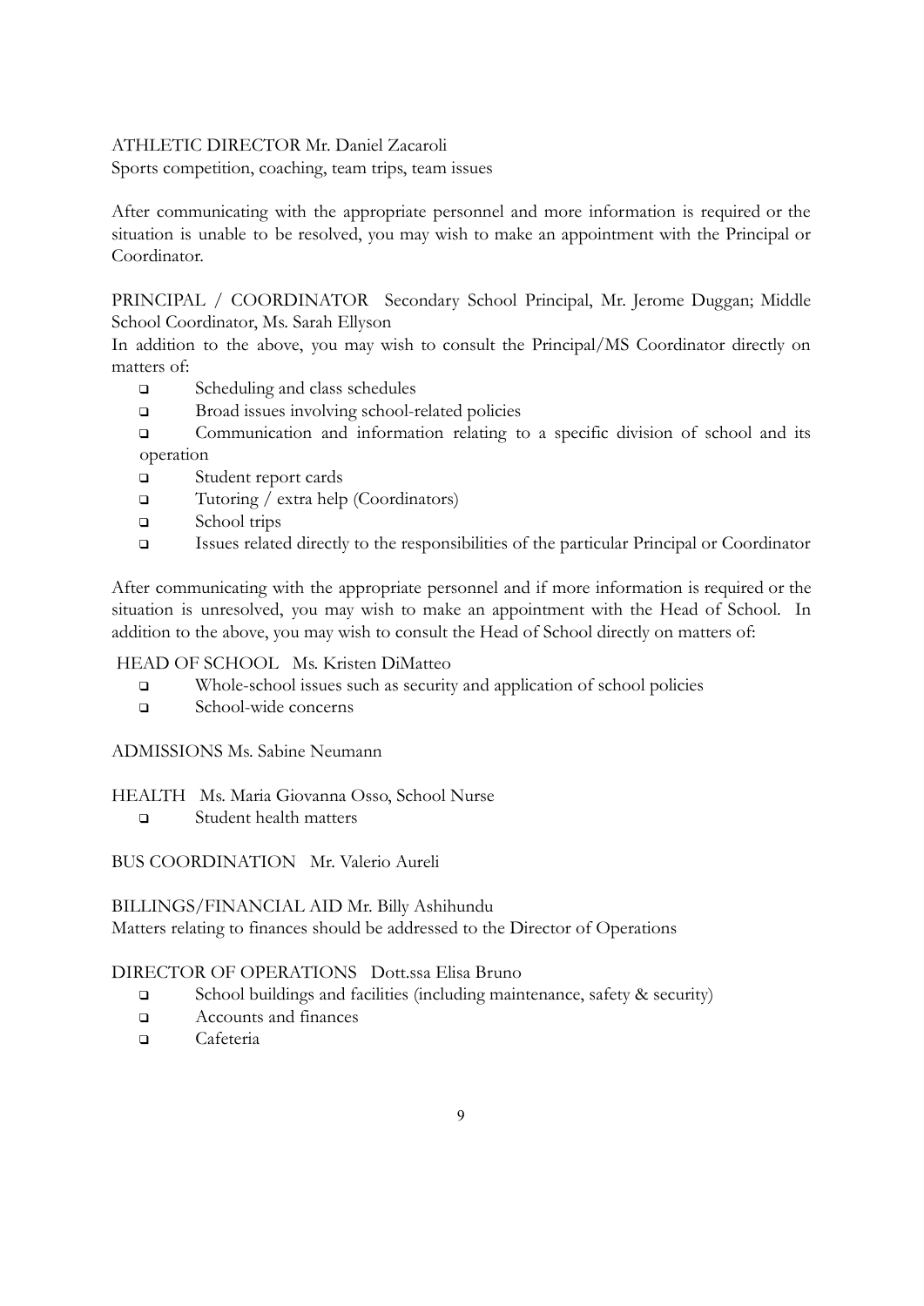ATHLETIC DIRECTOR Mr. Daniel Zacaroli
Sports competition, coaching, team trips, team issues

After communicating with the appropriate personnel and more information is required or the situation is unable to be resolved, you may wish to make an appointment with the Principal or Coordinator.

PRINCIPAL / COORDINATOR Secondary School Principal, Mr. Jerome Duggan; Middle School Coordinator, Ms. Sarah Ellyson
In addition to the above, you may wish to consult the Principal/MS Coordinator directly on matters of:

- Scheduling and class schedules
- Broad issues involving school-related policies
- Communication and information relating to a specific division of school and its operation
- Student report cards
- Tutoring / extra help (Coordinators)
- School trips
- Issues related directly to the responsibilities of the particular Principal or Coordinator

After communicating with the appropriate personnel and if more information is required or the situation is unresolved, you may wish to make an appointment with the Head of School. In addition to the above, you may wish to consult the Head of School directly on matters of:

HEAD OF SCHOOL Ms. Kristen DiMatteo

- Whole-school issues such as security and application of school policies
- School-wide concerns

ADMISSIONS Ms. Sabine Neumann

HEALTH Ms. Maria Giovanna Osso, School Nurse

- Student health matters

BUS COORDINATION Mr. Valerio Aureli

BILLINGS/FINANCIAL AID Mr. Billy Ashihundu
Matters relating to finances should be addressed to the Director of Operations

DIRECTOR OF OPERATIONS Dott.ssa Elisa Bruno

- School buildings and facilities (including maintenance, safety & security)
- Accounts and finances
- Cafeteria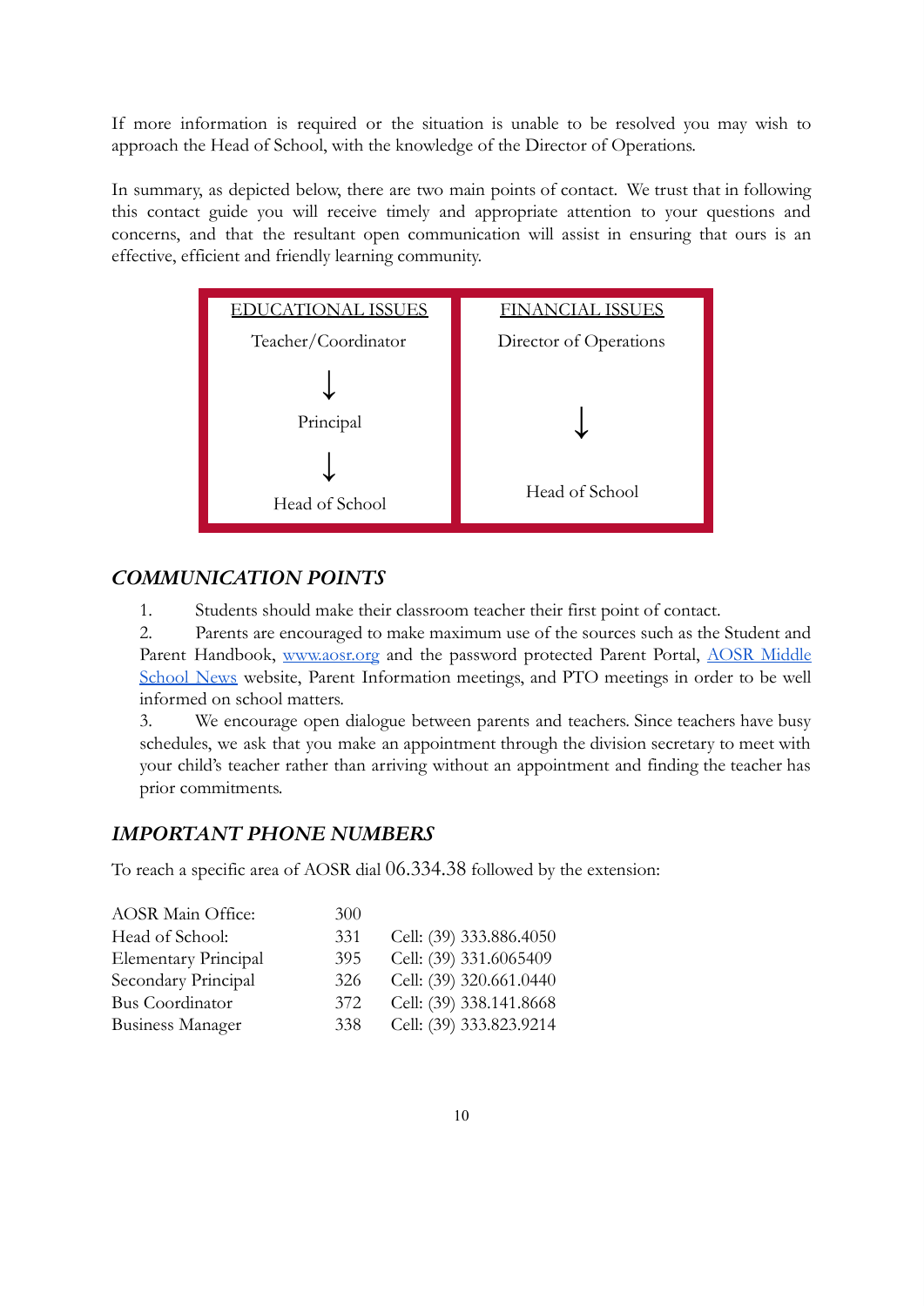If more information is required or the situation is unable to be resolved you may wish to approach the Head of School, with the knowledge of the Director of Operations.

In summary, as depicted below, there are two main points of contact. We trust that in following this contact guide you will receive timely and appropriate attention to your questions and concerns, and that the resultant open communication will assist in ensuring that ours is an effective, efficient and friendly learning community.

| <u>EDUCATIONAL ISSUES</u> | <u>FINANCIAL ISSUES</u> |
|---|---|
| Teacher/Coordinator | Director of Operations |
| ↓ | |
| Principal | ↓ |
| ↓ | |
| Head of School | Head of School |

## *COMMUNICATION POINTS*

1. Students should make their classroom teacher their first point of contact.
2. Parents are encouraged to make maximum use of the sources such as the Student and Parent Handbook, [www.aosr.org](http://www.aosr.org) and the password protected Parent Portal, [AOSR Middle School News]() website, Parent Information meetings, and PTO meetings in order to be well informed on school matters.
3. We encourage open dialogue between parents and teachers. Since teachers have busy schedules, we ask that you make an appointment through the division secretary to meet with your child's teacher rather than arriving without an appointment and finding the teacher has prior commitments.

## *IMPORTANT PHONE NUMBERS*

To reach a specific area of AOSR dial 06.334.38 followed by the extension:

| | | |
|---|---|---|
| AOSR Main Office: | 300 | |
| Head of School: | 331 | Cell: (39) 333.886.4050 |
| Elementary Principal | 395 | Cell: (39) 331.6065409 |
| Secondary Principal | 326 | Cell: (39) 320.661.0440 |
| Bus Coordinator | 372 | Cell: (39) 338.141.8668 |
| Business Manager | 338 | Cell: (39) 333.823.9214 |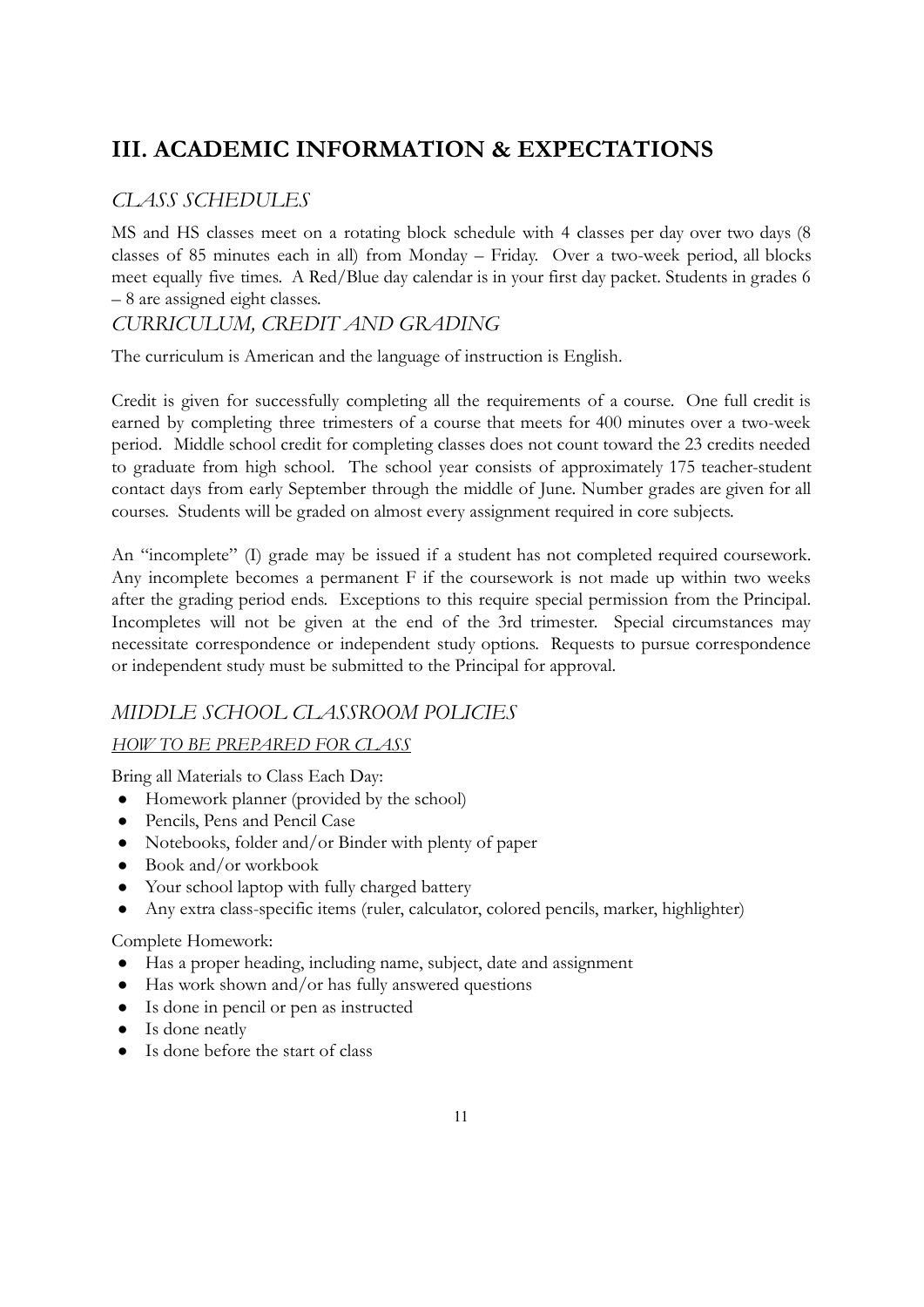# III. ACADEMIC INFORMATION & EXPECTATIONS

## *CLASS SCHEDULES*

MS and HS classes meet on a rotating block schedule with 4 classes per day over two days (8 classes of 85 minutes each in all) from Monday – Friday. Over a two-week period, all blocks meet equally five times. A Red/Blue day calendar is in your first day packet. Students in grades 6 – 8 are assigned eight classes.

## *CURRICULUM, CREDIT AND GRADING*

The curriculum is American and the language of instruction is English.

Credit is given for successfully completing all the requirements of a course. One full credit is earned by completing three trimesters of a course that meets for 400 minutes over a two-week period. Middle school credit for completing classes does not count toward the 23 credits needed to graduate from high school. The school year consists of approximately 175 teacher-student contact days from early September through the middle of June. Number grades are given for all courses. Students will be graded on almost every assignment required in core subjects.

An "incomplete" (I) grade may be issued if a student has not completed required coursework. Any incomplete becomes a permanent F if the coursework is not made up within two weeks after the grading period ends. Exceptions to this require special permission from the Principal. Incompletes will not be given at the end of the 3rd trimester. Special circumstances may necessitate correspondence or independent study options. Requests to pursue correspondence or independent study must be submitted to the Principal for approval.

## *MIDDLE SCHOOL CLASSROOM POLICIES*

### *HOW TO BE PREPARED FOR CLASS*

Bring all Materials to Class Each Day:

- Homework planner (provided by the school)
- Pencils, Pens and Pencil Case
- Notebooks, folder and/or Binder with plenty of paper
- Book and/or workbook
- Your school laptop with fully charged battery
- Any extra class-specific items (ruler, calculator, colored pencils, marker, highlighter)

Complete Homework:

- Has a proper heading, including name, subject, date and assignment
- Has work shown and/or has fully answered questions
- Is done in pencil or pen as instructed
- Is done neatly
- Is done before the start of class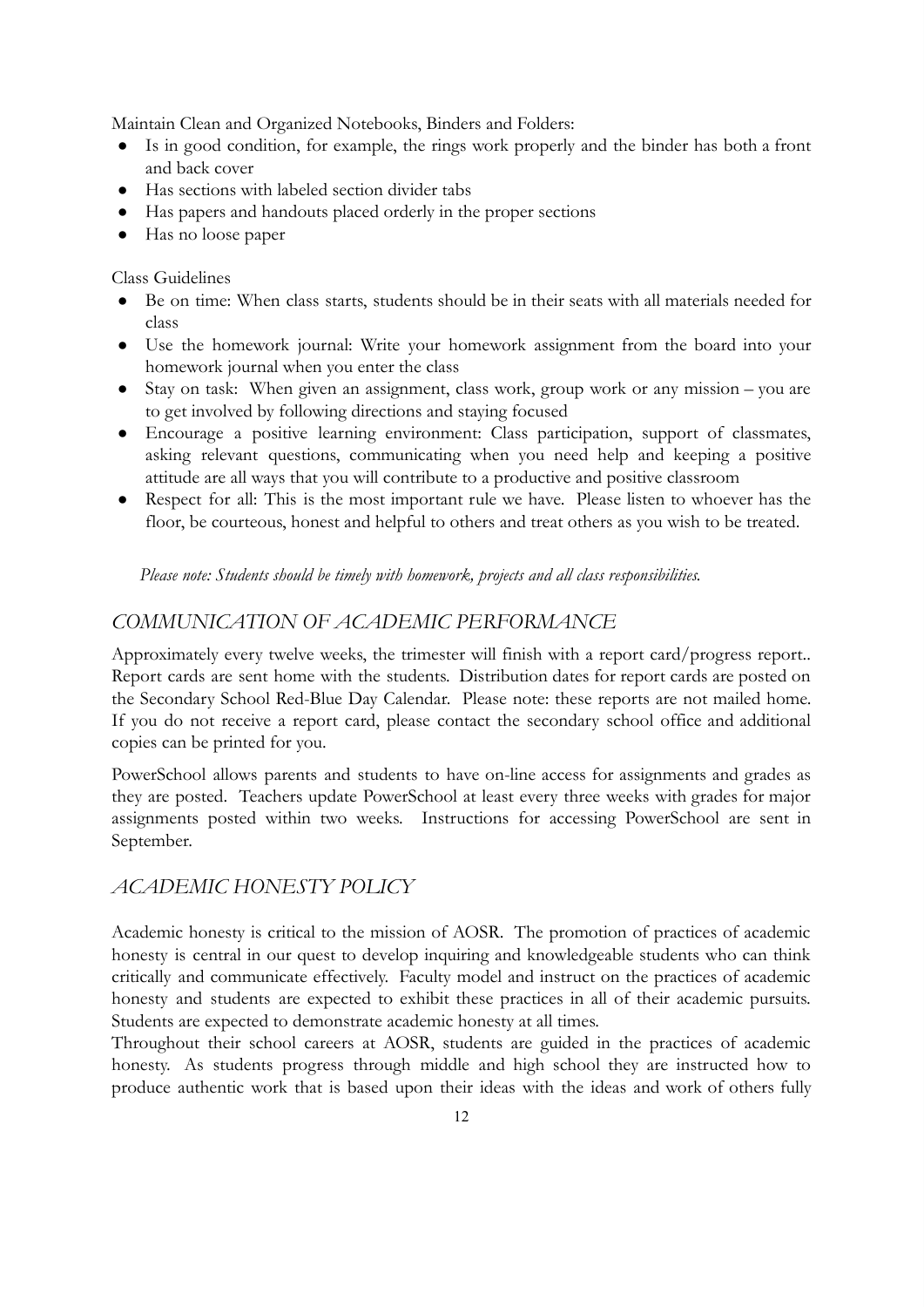Maintain Clean and Organized Notebooks, Binders and Folders:

- Is in good condition, for example, the rings work properly and the binder has both a front and back cover
- Has sections with labeled section divider tabs
- Has papers and handouts placed orderly in the proper sections
- Has no loose paper

Class Guidelines

- Be on time: When class starts, students should be in their seats with all materials needed for class
- Use the homework journal: Write your homework assignment from the board into your homework journal when you enter the class
- Stay on task: When given an assignment, class work, group work or any mission – you are to get involved by following directions and staying focused
- Encourage a positive learning environment: Class participation, support of classmates, asking relevant questions, communicating when you need help and keeping a positive attitude are all ways that you will contribute to a productive and positive classroom
- Respect for all: This is the most important rule we have. Please listen to whoever has the floor, be courteous, honest and helpful to others and treat others as you wish to be treated.

*Please note: Students should be timely with homework, projects and all class responsibilities.*

## *COMMUNICATION OF ACADEMIC PERFORMANCE*

Approximately every twelve weeks, the trimester will finish with a report card/progress report.. Report cards are sent home with the students. Distribution dates for report cards are posted on the Secondary School Red-Blue Day Calendar. Please note: these reports are not mailed home. If you do not receive a report card, please contact the secondary school office and additional copies can be printed for you.

PowerSchool allows parents and students to have on-line access for assignments and grades as they are posted. Teachers update PowerSchool at least every three weeks with grades for major assignments posted within two weeks. Instructions for accessing PowerSchool are sent in September.

## *ACADEMIC HONESTY POLICY*

Academic honesty is critical to the mission of AOSR. The promotion of practices of academic honesty is central in our quest to develop inquiring and knowledgeable students who can think critically and communicate effectively. Faculty model and instruct on the practices of academic honesty and students are expected to exhibit these practices in all of their academic pursuits. Students are expected to demonstrate academic honesty at all times.

Throughout their school careers at AOSR, students are guided in the practices of academic honesty. As students progress through middle and high school they are instructed how to produce authentic work that is based upon their ideas with the ideas and work of others fully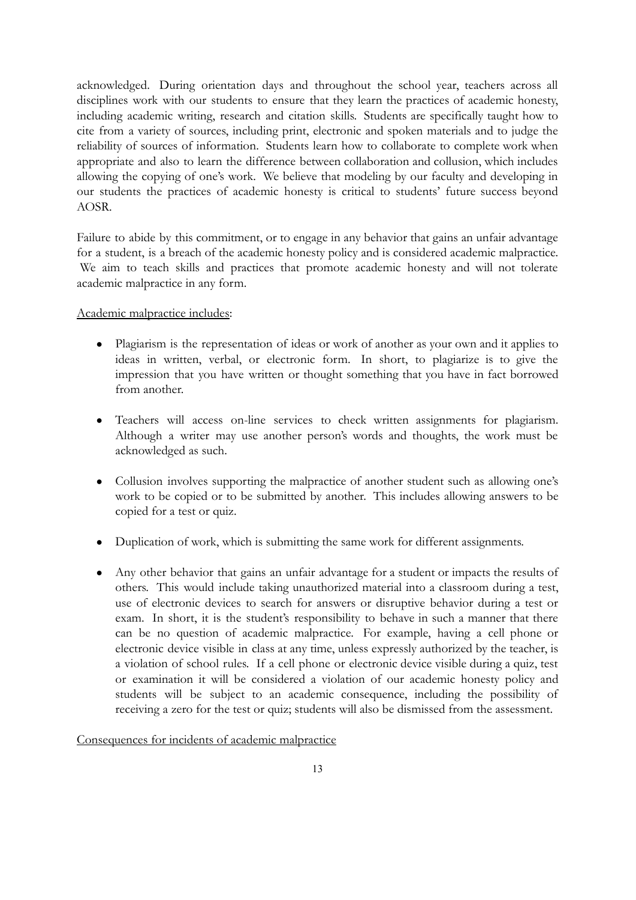acknowledged. During orientation days and throughout the school year, teachers across all disciplines work with our students to ensure that they learn the practices of academic honesty, including academic writing, research and citation skills. Students are specifically taught how to cite from a variety of sources, including print, electronic and spoken materials and to judge the reliability of sources of information. Students learn how to collaborate to complete work when appropriate and also to learn the difference between collaboration and collusion, which includes allowing the copying of one's work. We believe that modeling by our faculty and developing in our students the practices of academic honesty is critical to students' future success beyond AOSR.

Failure to abide by this commitment, or to engage in any behavior that gains an unfair advantage for a student, is a breach of the academic honesty policy and is considered academic malpractice. We aim to teach skills and practices that promote academic honesty and will not tolerate academic malpractice in any form.

<u>Academic malpractice includes</u>:

- Plagiarism is the representation of ideas or work of another as your own and it applies to ideas in written, verbal, or electronic form. In short, to plagiarize is to give the impression that you have written or thought something that you have in fact borrowed from another.

- Teachers will access on-line services to check written assignments for plagiarism. Although a writer may use another person's words and thoughts, the work must be acknowledged as such.

- Collusion involves supporting the malpractice of another student such as allowing one's work to be copied or to be submitted by another. This includes allowing answers to be copied for a test or quiz.

- Duplication of work, which is submitting the same work for different assignments.

- Any other behavior that gains an unfair advantage for a student or impacts the results of others. This would include taking unauthorized material into a classroom during a test, use of electronic devices to search for answers or disruptive behavior during a test or exam. In short, it is the student's responsibility to behave in such a manner that there can be no question of academic malpractice. For example, having a cell phone or electronic device visible in class at any time, unless expressly authorized by the teacher, is a violation of school rules. If a cell phone or electronic device visible during a quiz, test or examination it will be considered a violation of our academic honesty policy and students will be subject to an academic consequence, including the possibility of receiving a zero for the test or quiz; students will also be dismissed from the assessment.

<u>Consequences for incidents of academic malpractice</u>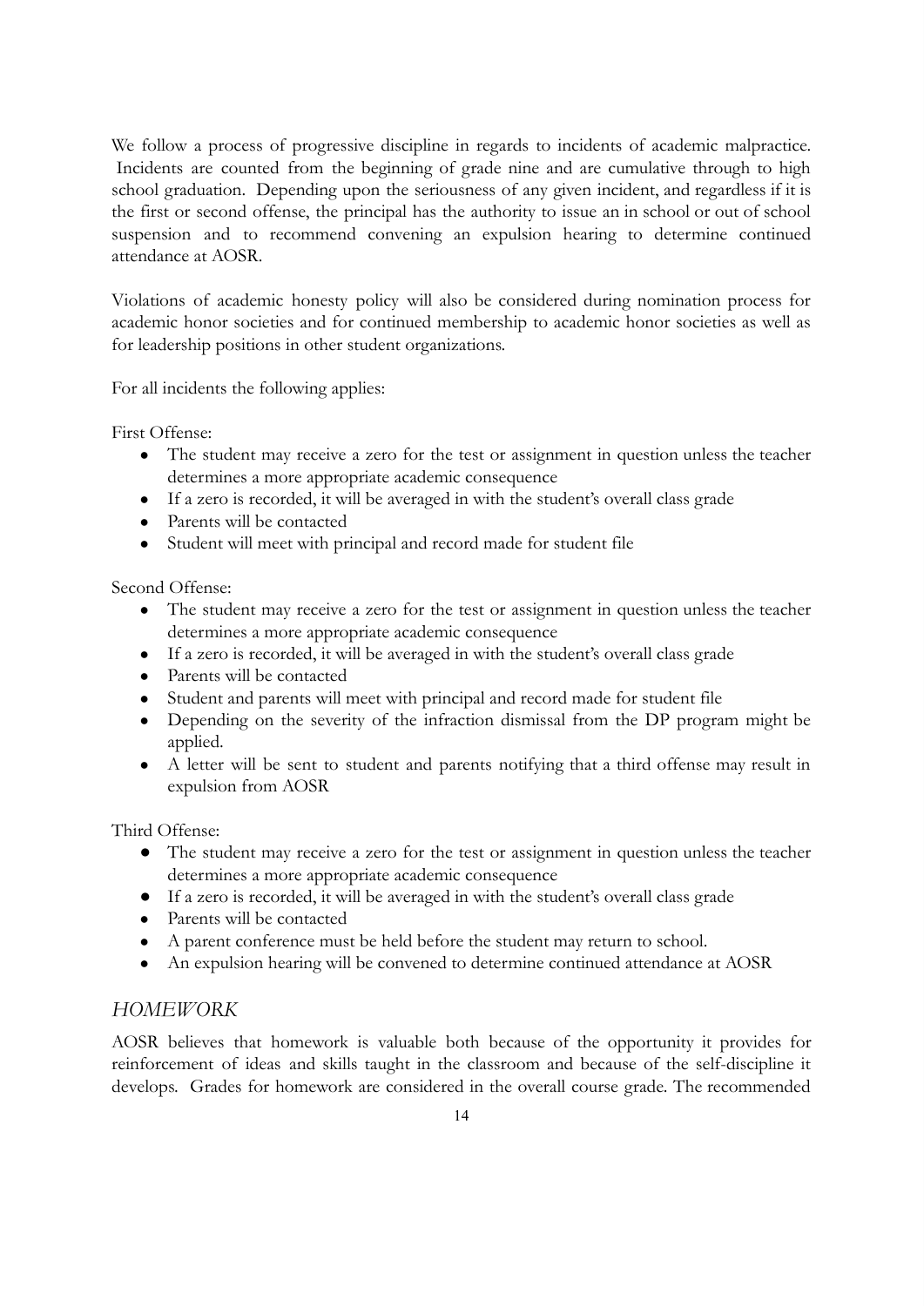We follow a process of progressive discipline in regards to incidents of academic malpractice. Incidents are counted from the beginning of grade nine and are cumulative through to high school graduation. Depending upon the seriousness of any given incident, and regardless if it is the first or second offense, the principal has the authority to issue an in school or out of school suspension and to recommend convening an expulsion hearing to determine continued attendance at AOSR.

Violations of academic honesty policy will also be considered during nomination process for academic honor societies and for continued membership to academic honor societies as well as for leadership positions in other student organizations.

For all incidents the following applies:

First Offense:

- The student may receive a zero for the test or assignment in question unless the teacher determines a more appropriate academic consequence
- If a zero is recorded, it will be averaged in with the student's overall class grade
- Parents will be contacted
- Student will meet with principal and record made for student file

Second Offense:

- The student may receive a zero for the test or assignment in question unless the teacher determines a more appropriate academic consequence
- If a zero is recorded, it will be averaged in with the student's overall class grade
- Parents will be contacted
- Student and parents will meet with principal and record made for student file
- Depending on the severity of the infraction dismissal from the DP program might be applied.
- A letter will be sent to student and parents notifying that a third offense may result in expulsion from AOSR

Third Offense:

- The student may receive a zero for the test or assignment in question unless the teacher determines a more appropriate academic consequence
- If a zero is recorded, it will be averaged in with the student's overall class grade
- Parents will be contacted
- A parent conference must be held before the student may return to school.
- An expulsion hearing will be convened to determine continued attendance at AOSR

## *HOMEWORK*

AOSR believes that homework is valuable both because of the opportunity it provides for reinforcement of ideas and skills taught in the classroom and because of the self-discipline it develops. Grades for homework are considered in the overall course grade. The recommended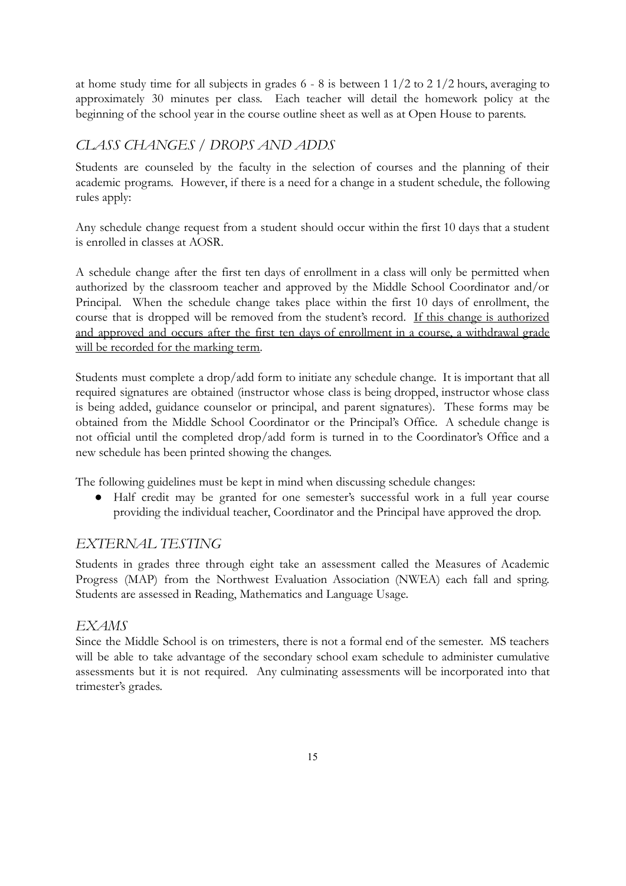at home study time for all subjects in grades 6 - 8 is between 1 1/2 to 2 1/2 hours, averaging to approximately 30 minutes per class. Each teacher will detail the homework policy at the beginning of the school year in the course outline sheet as well as at Open House to parents.

## *CLASS CHANGES / DROPS AND ADDS*

Students are counseled by the faculty in the selection of courses and the planning of their academic programs. However, if there is a need for a change in a student schedule, the following rules apply:

Any schedule change request from a student should occur within the first 10 days that a student is enrolled in classes at AOSR.

A schedule change after the first ten days of enrollment in a class will only be permitted when authorized by the classroom teacher and approved by the Middle School Coordinator and/or Principal. When the schedule change takes place within the first 10 days of enrollment, the course that is dropped will be removed from the student's record. <u>If this change is authorized and approved and occurs after the first ten days of enrollment in a course, a withdrawal grade will be recorded for the marking term</u>.

Students must complete a drop/add form to initiate any schedule change. It is important that all required signatures are obtained (instructor whose class is being dropped, instructor whose class is being added, guidance counselor or principal, and parent signatures). These forms may be obtained from the Middle School Coordinator or the Principal's Office. A schedule change is not official until the completed drop/add form is turned in to the Coordinator's Office and a new schedule has been printed showing the changes.

The following guidelines must be kept in mind when discussing schedule changes:

- Half credit may be granted for one semester's successful work in a full year course providing the individual teacher, Coordinator and the Principal have approved the drop.

## *EXTERNAL TESTING*

Students in grades three through eight take an assessment called the Measures of Academic Progress (MAP) from the Northwest Evaluation Association (NWEA) each fall and spring. Students are assessed in Reading, Mathematics and Language Usage.

## *EXAMS*

Since the Middle School is on trimesters, there is not a formal end of the semester. MS teachers will be able to take advantage of the secondary school exam schedule to administer cumulative assessments but it is not required. Any culminating assessments will be incorporated into that trimester's grades.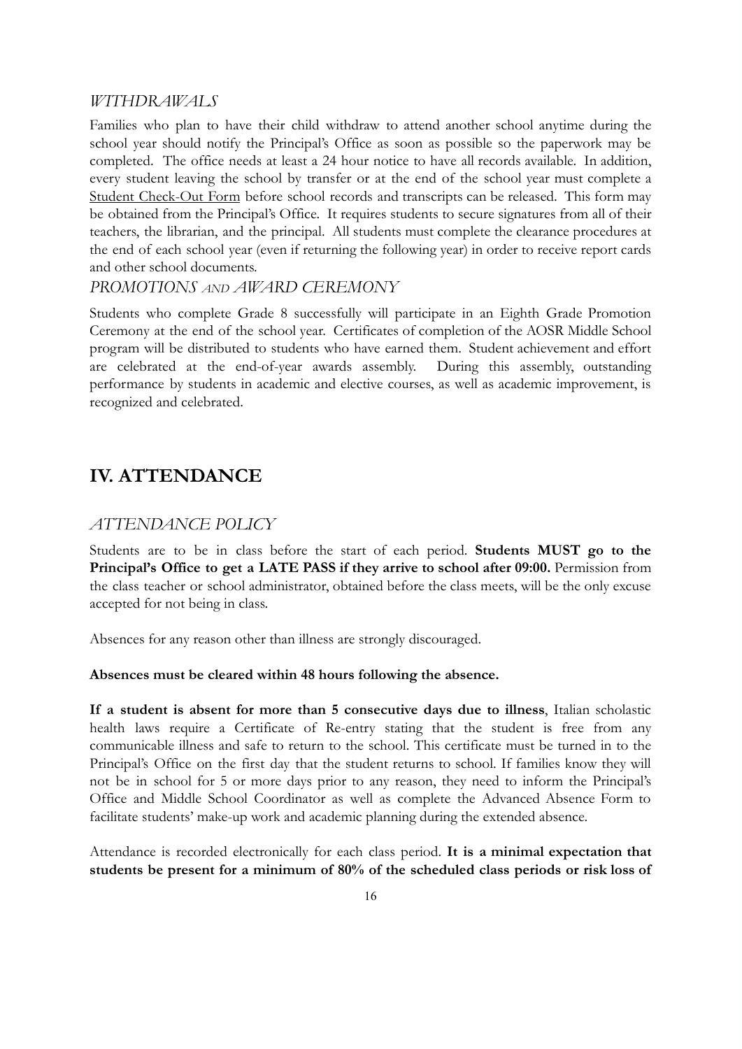### *WITHDRAWALS*

Families who plan to have their child withdraw to attend another school anytime during the school year should notify the Principal's Office as soon as possible so the paperwork may be completed. The office needs at least a 24 hour notice to have all records available. In addition, every student leaving the school by transfer or at the end of the school year must complete a Student Check-Out Form before school records and transcripts can be released. This form may be obtained from the Principal's Office. It requires students to secure signatures from all of their teachers, the librarian, and the principal. All students must complete the clearance procedures at the end of each school year (even if returning the following year) in order to receive report cards and other school documents.

### *PROMOTIONS AND AWARD CEREMONY*

Students who complete Grade 8 successfully will participate in an Eighth Grade Promotion Ceremony at the end of the school year. Certificates of completion of the AOSR Middle School program will be distributed to students who have earned them. Student achievement and effort are celebrated at the end-of-year awards assembly. During this assembly, outstanding performance by students in academic and elective courses, as well as academic improvement, is recognized and celebrated.

## IV. ATTENDANCE

### *ATTENDANCE POLICY*

Students are to be in class before the start of each period. **Students MUST go to the Principal's Office to get a LATE PASS if they arrive to school after 09:00.** Permission from the class teacher or school administrator, obtained before the class meets, will be the only excuse accepted for not being in class.

Absences for any reason other than illness are strongly discouraged.

**Absences must be cleared within 48 hours following the absence.**

**If a student is absent for more than 5 consecutive days due to illness**, Italian scholastic health laws require a Certificate of Re-entry stating that the student is free from any communicable illness and safe to return to the school. This certificate must be turned in to the Principal's Office on the first day that the student returns to school. If families know they will not be in school for 5 or more days prior to any reason, they need to inform the Principal's Office and Middle School Coordinator as well as complete the Advanced Absence Form to facilitate students' make-up work and academic planning during the extended absence.

Attendance is recorded electronically for each class period. **It is a minimal expectation that students be present for a minimum of 80% of the scheduled class periods or risk loss of**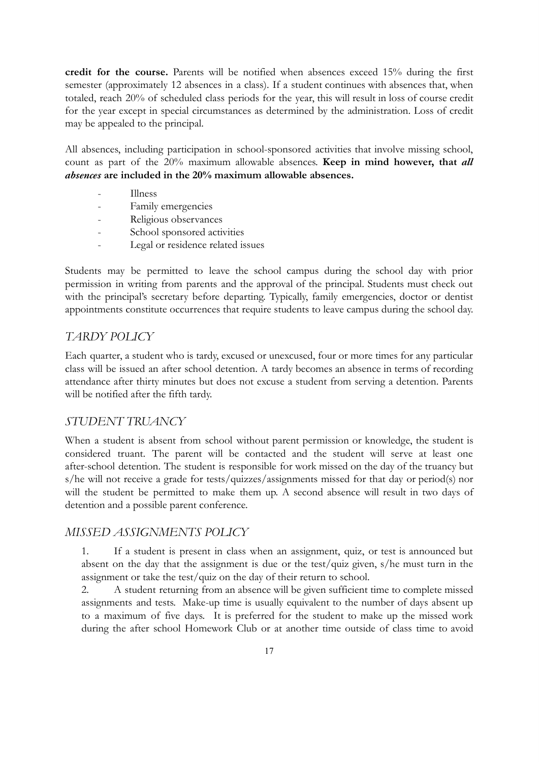**credit for the course.** Parents will be notified when absences exceed 15% during the first semester (approximately 12 absences in a class). If a student continues with absences that, when totaled, reach 20% of scheduled class periods for the year, this will result in loss of course credit for the year except in special circumstances as determined by the administration. Loss of credit may be appealed to the principal.

All absences, including participation in school-sponsored activities that involve missing school, count as part of the 20% maximum allowable absences. **Keep in mind however, that *all absences* are included in the 20% maximum allowable absences.**

- Illness
- Family emergencies
- Religious observances
- School sponsored activities
- Legal or residence related issues

Students may be permitted to leave the school campus during the school day with prior permission in writing from parents and the approval of the principal. Students must check out with the principal's secretary before departing. Typically, family emergencies, doctor or dentist appointments constitute occurrences that require students to leave campus during the school day.

## *TARDY POLICY*

Each quarter, a student who is tardy, excused or unexcused, four or more times for any particular class will be issued an after school detention. A tardy becomes an absence in terms of recording attendance after thirty minutes but does not excuse a student from serving a detention. Parents will be notified after the fifth tardy.

## *STUDENT TRUANCY*

When a student is absent from school without parent permission or knowledge, the student is considered truant. The parent will be contacted and the student will serve at least one after-school detention. The student is responsible for work missed on the day of the truancy but s/he will not receive a grade for tests/quizzes/assignments missed for that day or period(s) nor will the student be permitted to make them up. A second absence will result in two days of detention and a possible parent conference.

## *MISSED ASSIGNMENTS POLICY*

1. If a student is present in class when an assignment, quiz, or test is announced but absent on the day that the assignment is due or the test/quiz given, s/he must turn in the assignment or take the test/quiz on the day of their return to school.
2. A student returning from an absence will be given sufficient time to complete missed assignments and tests. Make-up time is usually equivalent to the number of days absent up to a maximum of five days. It is preferred for the student to make up the missed work during the after school Homework Club or at another time outside of class time to avoid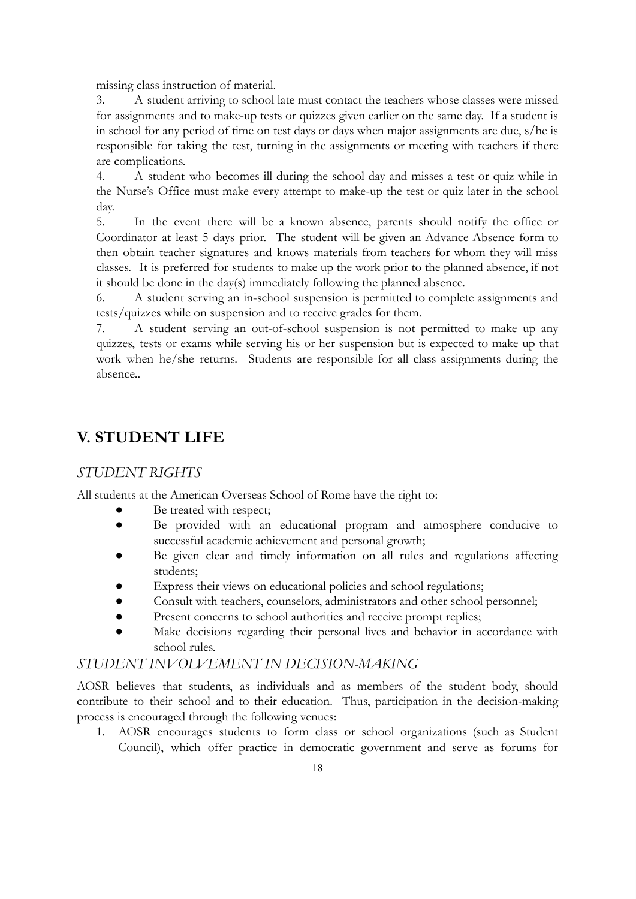missing class instruction of material.

3. A student arriving to school late must contact the teachers whose classes were missed for assignments and to make-up tests or quizzes given earlier on the same day. If a student is in school for any period of time on test days or days when major assignments are due, s/he is responsible for taking the test, turning in the assignments or meeting with teachers if there are complications.
4. A student who becomes ill during the school day and misses a test or quiz while in the Nurse's Office must make every attempt to make-up the test or quiz later in the school day.
5. In the event there will be a known absence, parents should notify the office or Coordinator at least 5 days prior. The student will be given an Advance Absence form to then obtain teacher signatures and knows materials from teachers for whom they will miss classes. It is preferred for students to make up the work prior to the planned absence, if not it should be done in the day(s) immediately following the planned absence.
6. A student serving an in-school suspension is permitted to complete assignments and tests/quizzes while on suspension and to receive grades for them.
7. A student serving an out-of-school suspension is not permitted to make up any quizzes, tests or exams while serving his or her suspension but is expected to make up that work when he/she returns. Students are responsible for all class assignments during the absence..

# V. STUDENT LIFE

## *STUDENT RIGHTS*

All students at the American Overseas School of Rome have the right to:

- Be treated with respect;
- Be provided with an educational program and atmosphere conducive to successful academic achievement and personal growth;
- Be given clear and timely information on all rules and regulations affecting students;
- Express their views on educational policies and school regulations;
- Consult with teachers, counselors, administrators and other school personnel;
- Present concerns to school authorities and receive prompt replies;
- Make decisions regarding their personal lives and behavior in accordance with school rules.

## *STUDENT INVOLVEMENT IN DECISION-MAKING*

AOSR believes that students, as individuals and as members of the student body, should contribute to their school and to their education. Thus, participation in the decision-making process is encouraged through the following venues:

1. AOSR encourages students to form class or school organizations (such as Student Council), which offer practice in democratic government and serve as forums for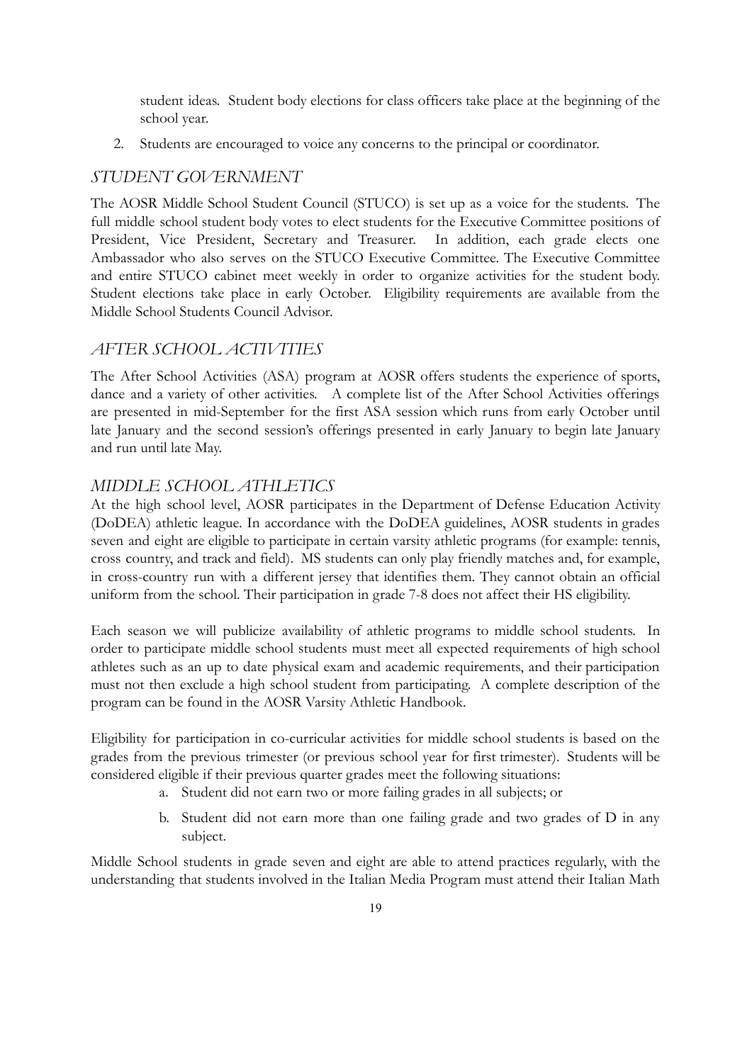student ideas. Student body elections for class officers take place at the beginning of the school year.

2. Students are encouraged to voice any concerns to the principal or coordinator.

## *STUDENT GOVERNMENT*

The AOSR Middle School Student Council (STUCO) is set up as a voice for the students. The full middle school student body votes to elect students for the Executive Committee positions of President, Vice President, Secretary and Treasurer. In addition, each grade elects one Ambassador who also serves on the STUCO Executive Committee. The Executive Committee and entire STUCO cabinet meet weekly in order to organize activities for the student body. Student elections take place in early October. Eligibility requirements are available from the Middle School Students Council Advisor.

## *AFTER SCHOOL ACTIVTIES*

The After School Activities (ASA) program at AOSR offers students the experience of sports, dance and a variety of other activities. A complete list of the After School Activities offerings are presented in mid-September for the first ASA session which runs from early October until late January and the second session's offerings presented in early January to begin late January and run until late May.

## *MIDDLE SCHOOL ATHLETICS*

At the high school level, AOSR participates in the Department of Defense Education Activity (DoDEA) athletic league. In accordance with the DoDEA guidelines, AOSR students in grades seven and eight are eligible to participate in certain varsity athletic programs (for example: tennis, cross country, and track and field). MS students can only play friendly matches and, for example, in cross-country run with a different jersey that identifies them. They cannot obtain an official uniform from the school. Their participation in grade 7-8 does not affect their HS eligibility.

Each season we will publicize availability of athletic programs to middle school students. In order to participate middle school students must meet all expected requirements of high school athletes such as an up to date physical exam and academic requirements, and their participation must not then exclude a high school student from participating. A complete description of the program can be found in the AOSR Varsity Athletic Handbook.

Eligibility for participation in co-curricular activities for middle school students is based on the grades from the previous trimester (or previous school year for first trimester). Students will be considered eligible if their previous quarter grades meet the following situations:

a. Student did not earn two or more failing grades in all subjects; or

b. Student did not earn more than one failing grade and two grades of D in any subject.

Middle School students in grade seven and eight are able to attend practices regularly, with the understanding that students involved in the Italian Media Program must attend their Italian Math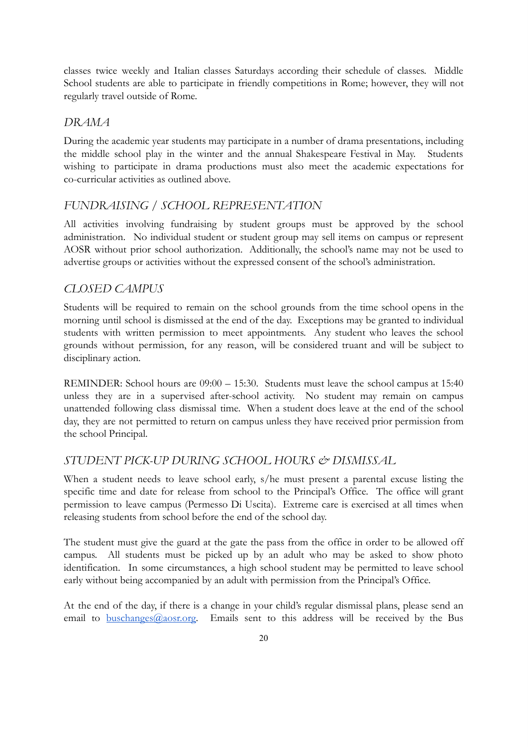classes twice weekly and Italian classes Saturdays according their schedule of classes. Middle School students are able to participate in friendly competitions in Rome; however, they will not regularly travel outside of Rome.

## *DRAMA*

During the academic year students may participate in a number of drama presentations, including the middle school play in the winter and the annual Shakespeare Festival in May. Students wishing to participate in drama productions must also meet the academic expectations for co-curricular activities as outlined above.

## *FUNDRAISING / SCHOOL REPRESENTATION*

All activities involving fundraising by student groups must be approved by the school administration. No individual student or student group may sell items on campus or represent AOSR without prior school authorization. Additionally, the school's name may not be used to advertise groups or activities without the expressed consent of the school's administration.

## *CLOSED CAMPUS*

Students will be required to remain on the school grounds from the time school opens in the morning until school is dismissed at the end of the day. Exceptions may be granted to individual students with written permission to meet appointments. Any student who leaves the school grounds without permission, for any reason, will be considered truant and will be subject to disciplinary action.

REMINDER: School hours are 09:00 – 15:30. Students must leave the school campus at 15:40 unless they are in a supervised after-school activity. No student may remain on campus unattended following class dismissal time. When a student does leave at the end of the school day, they are not permitted to return on campus unless they have received prior permission from the school Principal.

## *STUDENT PICK-UP DURING SCHOOL HOURS & DISMISSAL*

When a student needs to leave school early, s/he must present a parental excuse listing the specific time and date for release from school to the Principal's Office. The office will grant permission to leave campus (Permesso Di Uscita). Extreme care is exercised at all times when releasing students from school before the end of the school day.

The student must give the guard at the gate the pass from the office in order to be allowed off campus. All students must be picked up by an adult who may be asked to show photo identification. In some circumstances, a high school student may be permitted to leave school early without being accompanied by an adult with permission from the Principal's Office.

At the end of the day, if there is a change in your child's regular dismissal plans, please send an email to buschanges@aosr.org. Emails sent to this address will be received by the Bus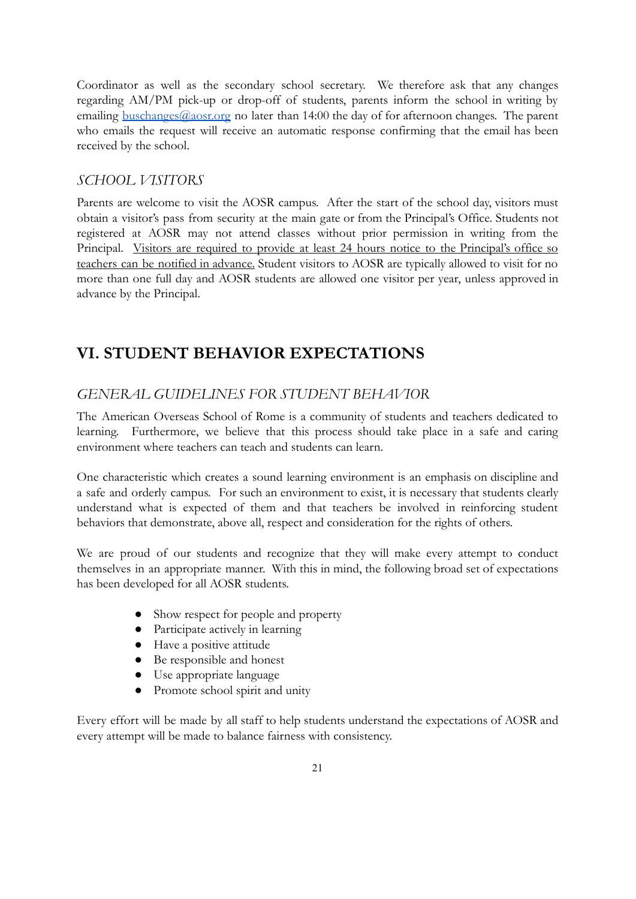Coordinator as well as the secondary school secretary. We therefore ask that any changes regarding AM/PM pick-up or drop-off of students, parents inform the school in writing by emailing [buschanges@aosr.org](mailto:buschanges@aosr.org) no later than 14:00 the day of for afternoon changes. The parent who emails the request will receive an automatic response confirming that the email has been received by the school.

### *SCHOOL VISITORS*

Parents are welcome to visit the AOSR campus. After the start of the school day, visitors must obtain a visitor's pass from security at the main gate or from the Principal's Office. Students not registered at AOSR may not attend classes without prior permission in writing from the Principal. <u>Visitors are required to provide at least 24 hours notice to the Principal's office so teachers can be notified in advance.</u> Student visitors to AOSR are typically allowed to visit for no more than one full day and AOSR students are allowed one visitor per year, unless approved in advance by the Principal.

## VI. STUDENT BEHAVIOR EXPECTATIONS

### *GENERAL GUIDELINES FOR STUDENT BEHAVIOR*

The American Overseas School of Rome is a community of students and teachers dedicated to learning. Furthermore, we believe that this process should take place in a safe and caring environment where teachers can teach and students can learn.

One characteristic which creates a sound learning environment is an emphasis on discipline and a safe and orderly campus. For such an environment to exist, it is necessary that students clearly understand what is expected of them and that teachers be involved in reinforcing student behaviors that demonstrate, above all, respect and consideration for the rights of others.

We are proud of our students and recognize that they will make every attempt to conduct themselves in an appropriate manner. With this in mind, the following broad set of expectations has been developed for all AOSR students.

- Show respect for people and property
- Participate actively in learning
- Have a positive attitude
- Be responsible and honest
- Use appropriate language
- Promote school spirit and unity

Every effort will be made by all staff to help students understand the expectations of AOSR and every attempt will be made to balance fairness with consistency.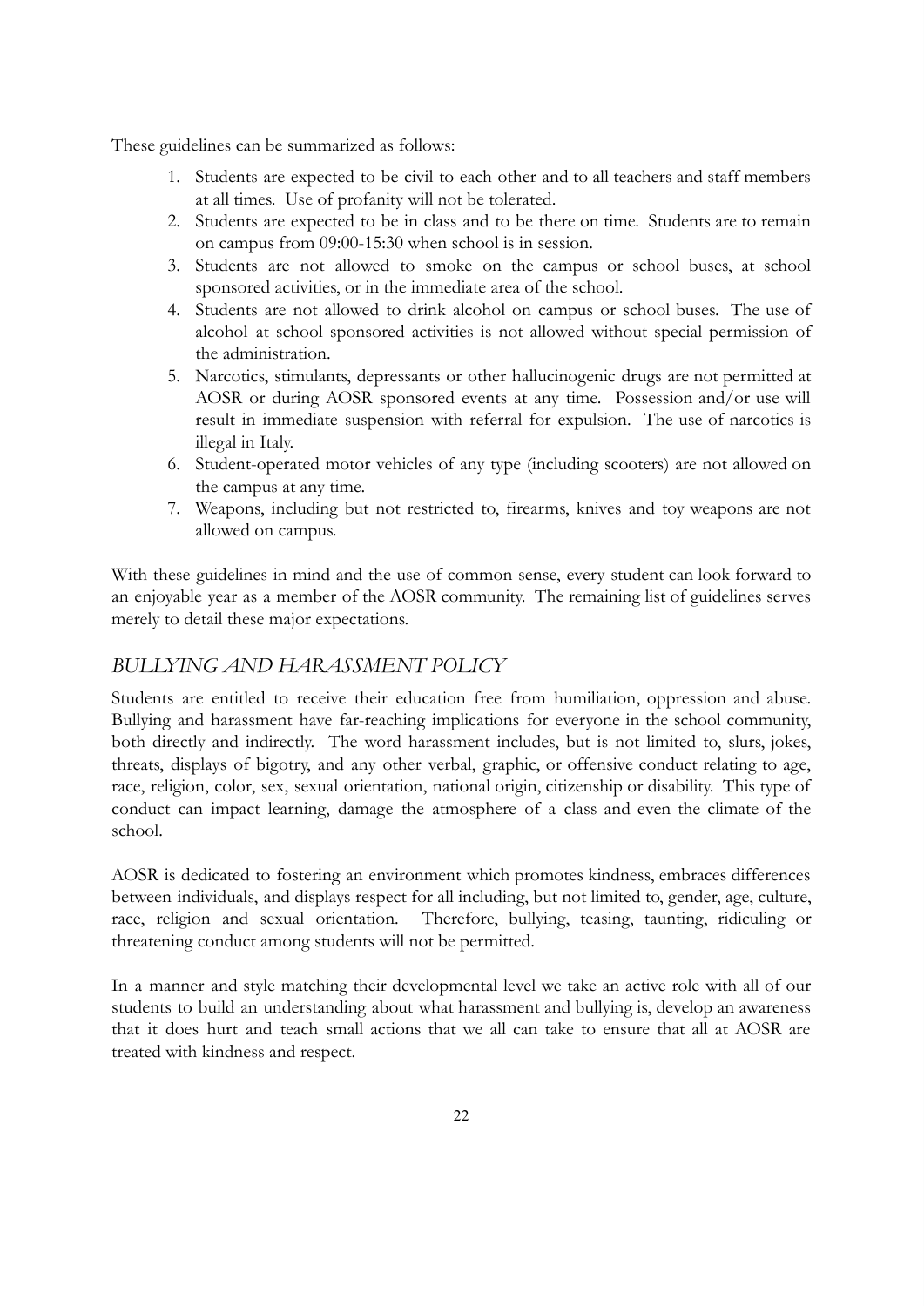These guidelines can be summarized as follows:

1. Students are expected to be civil to each other and to all teachers and staff members at all times. Use of profanity will not be tolerated.
2. Students are expected to be in class and to be there on time. Students are to remain on campus from 09:00-15:30 when school is in session.
3. Students are not allowed to smoke on the campus or school buses, at school sponsored activities, or in the immediate area of the school.
4. Students are not allowed to drink alcohol on campus or school buses. The use of alcohol at school sponsored activities is not allowed without special permission of the administration.
5. Narcotics, stimulants, depressants or other hallucinogenic drugs are not permitted at AOSR or during AOSR sponsored events at any time. Possession and/or use will result in immediate suspension with referral for expulsion. The use of narcotics is illegal in Italy.
6. Student-operated motor vehicles of any type (including scooters) are not allowed on the campus at any time.
7. Weapons, including but not restricted to, firearms, knives and toy weapons are not allowed on campus.

With these guidelines in mind and the use of common sense, every student can look forward to an enjoyable year as a member of the AOSR community. The remaining list of guidelines serves merely to detail these major expectations.

## *BULLYING AND HARASSMENT POLICY*

Students are entitled to receive their education free from humiliation, oppression and abuse. Bullying and harassment have far-reaching implications for everyone in the school community, both directly and indirectly. The word harassment includes, but is not limited to, slurs, jokes, threats, displays of bigotry, and any other verbal, graphic, or offensive conduct relating to age, race, religion, color, sex, sexual orientation, national origin, citizenship or disability. This type of conduct can impact learning, damage the atmosphere of a class and even the climate of the school.

AOSR is dedicated to fostering an environment which promotes kindness, embraces differences between individuals, and displays respect for all including, but not limited to, gender, age, culture, race, religion and sexual orientation. Therefore, bullying, teasing, taunting, ridiculing or threatening conduct among students will not be permitted.

In a manner and style matching their developmental level we take an active role with all of our students to build an understanding about what harassment and bullying is, develop an awareness that it does hurt and teach small actions that we all can take to ensure that all at AOSR are treated with kindness and respect.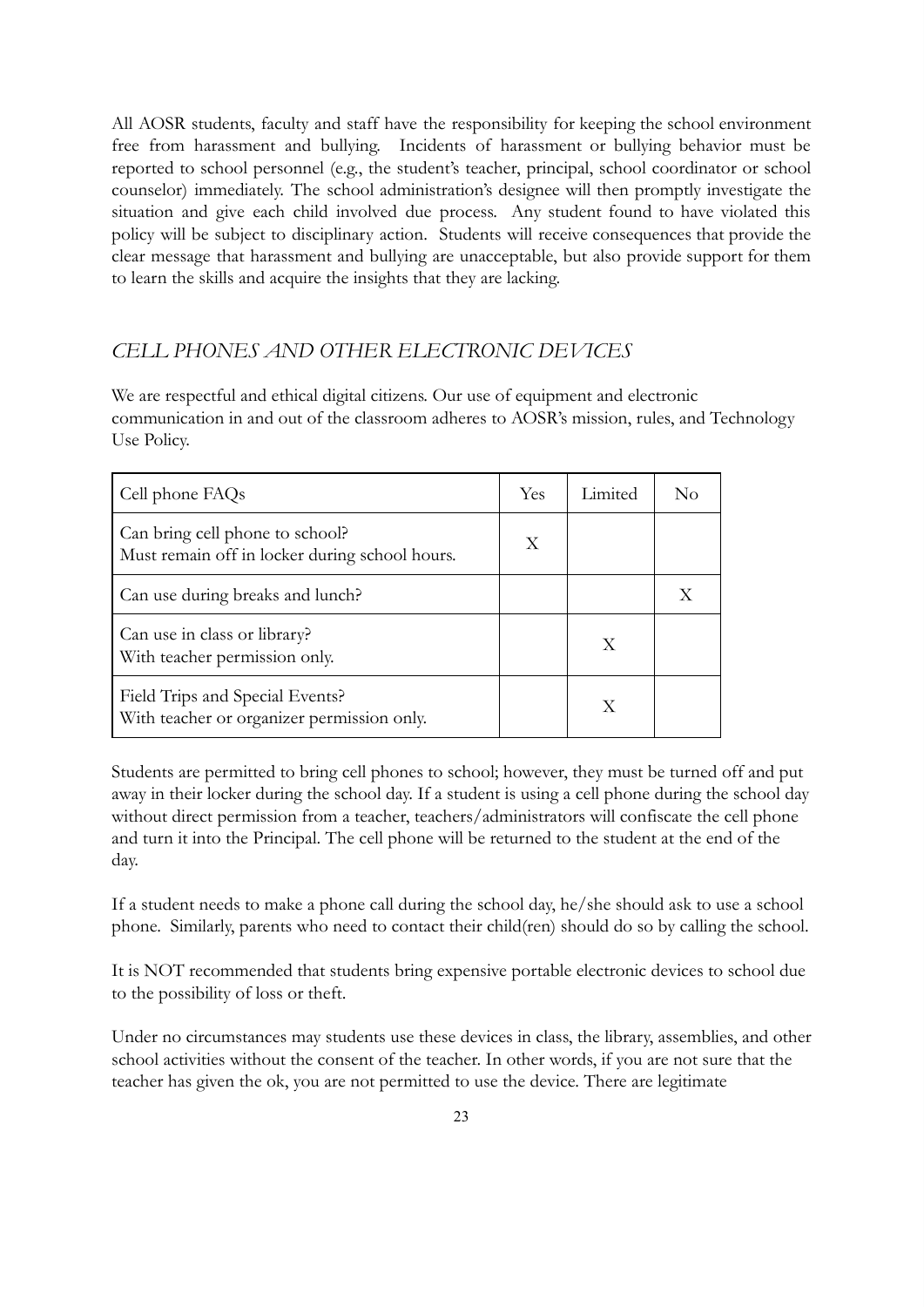All AOSR students, faculty and staff have the responsibility for keeping the school environment free from harassment and bullying. Incidents of harassment or bullying behavior must be reported to school personnel (e.g., the student's teacher, principal, school coordinator or school counselor) immediately. The school administration's designee will then promptly investigate the situation and give each child involved due process. Any student found to have violated this policy will be subject to disciplinary action. Students will receive consequences that provide the clear message that harassment and bullying are unacceptable, but also provide support for them to learn the skills and acquire the insights that they are lacking.

## *CELL PHONES AND OTHER ELECTRONIC DEVICES*

We are respectful and ethical digital citizens. Our use of equipment and electronic communication in and out of the classroom adheres to AOSR's mission, rules, and Technology Use Policy.

| Cell phone FAQs | Yes | Limited | No |
|---|---|---|---|
| Can bring cell phone to school?<br>Must remain off in locker during school hours. | X | | |
| Can use during breaks and lunch? | | | X |
| Can use in class or library?<br>With teacher permission only. | | X | |
| Field Trips and Special Events?<br>With teacher or organizer permission only. | | X | |

Students are permitted to bring cell phones to school; however, they must be turned off and put away in their locker during the school day. If a student is using a cell phone during the school day without direct permission from a teacher, teachers/administrators will confiscate the cell phone and turn it into the Principal. The cell phone will be returned to the student at the end of the day.

If a student needs to make a phone call during the school day, he/she should ask to use a school phone. Similarly, parents who need to contact their child(ren) should do so by calling the school.

It is NOT recommended that students bring expensive portable electronic devices to school due to the possibility of loss or theft.

Under no circumstances may students use these devices in class, the library, assemblies, and other school activities without the consent of the teacher. In other words, if you are not sure that the teacher has given the ok, you are not permitted to use the device. There are legitimate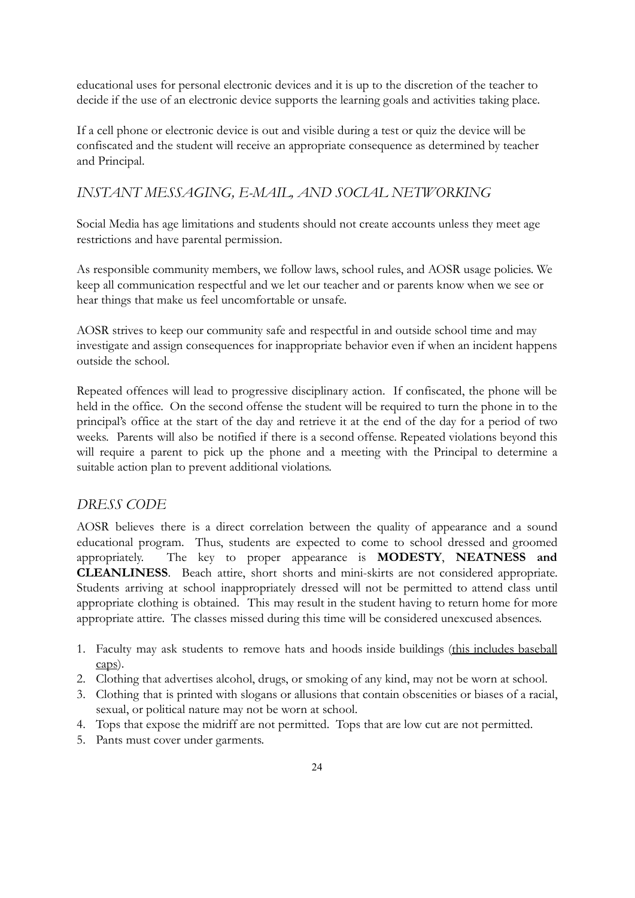educational uses for personal electronic devices and it is up to the discretion of the teacher to decide if the use of an electronic device supports the learning goals and activities taking place.

If a cell phone or electronic device is out and visible during a test or quiz the device will be confiscated and the student will receive an appropriate consequence as determined by teacher and Principal.

## *INSTANT MESSAGING, E-MAIL, AND SOCIAL NETWORKING*

Social Media has age limitations and students should not create accounts unless they meet age restrictions and have parental permission.

As responsible community members, we follow laws, school rules, and AOSR usage policies. We keep all communication respectful and we let our teacher and or parents know when we see or hear things that make us feel uncomfortable or unsafe.

AOSR strives to keep our community safe and respectful in and outside school time and may investigate and assign consequences for inappropriate behavior even if when an incident happens outside the school.

Repeated offences will lead to progressive disciplinary action. If confiscated, the phone will be held in the office. On the second offense the student will be required to turn the phone in to the principal's office at the start of the day and retrieve it at the end of the day for a period of two weeks. Parents will also be notified if there is a second offense. Repeated violations beyond this will require a parent to pick up the phone and a meeting with the Principal to determine a suitable action plan to prevent additional violations.

## *DRESS CODE*

AOSR believes there is a direct correlation between the quality of appearance and a sound educational program. Thus, students are expected to come to school dressed and groomed appropriately. The key to proper appearance is **MODESTY**, **NEATNESS and CLEANLINESS**. Beach attire, short shorts and mini-skirts are not considered appropriate. Students arriving at school inappropriately dressed will not be permitted to attend class until appropriate clothing is obtained. This may result in the student having to return home for more appropriate attire. The classes missed during this time will be considered unexcused absences.

1. Faculty may ask students to remove hats and hoods inside buildings (<u>this includes baseball caps</u>).
2. Clothing that advertises alcohol, drugs, or smoking of any kind, may not be worn at school.
3. Clothing that is printed with slogans or allusions that contain obscenities or biases of a racial, sexual, or political nature may not be worn at school.
4. Tops that expose the midriff are not permitted. Tops that are low cut are not permitted.
5. Pants must cover under garments.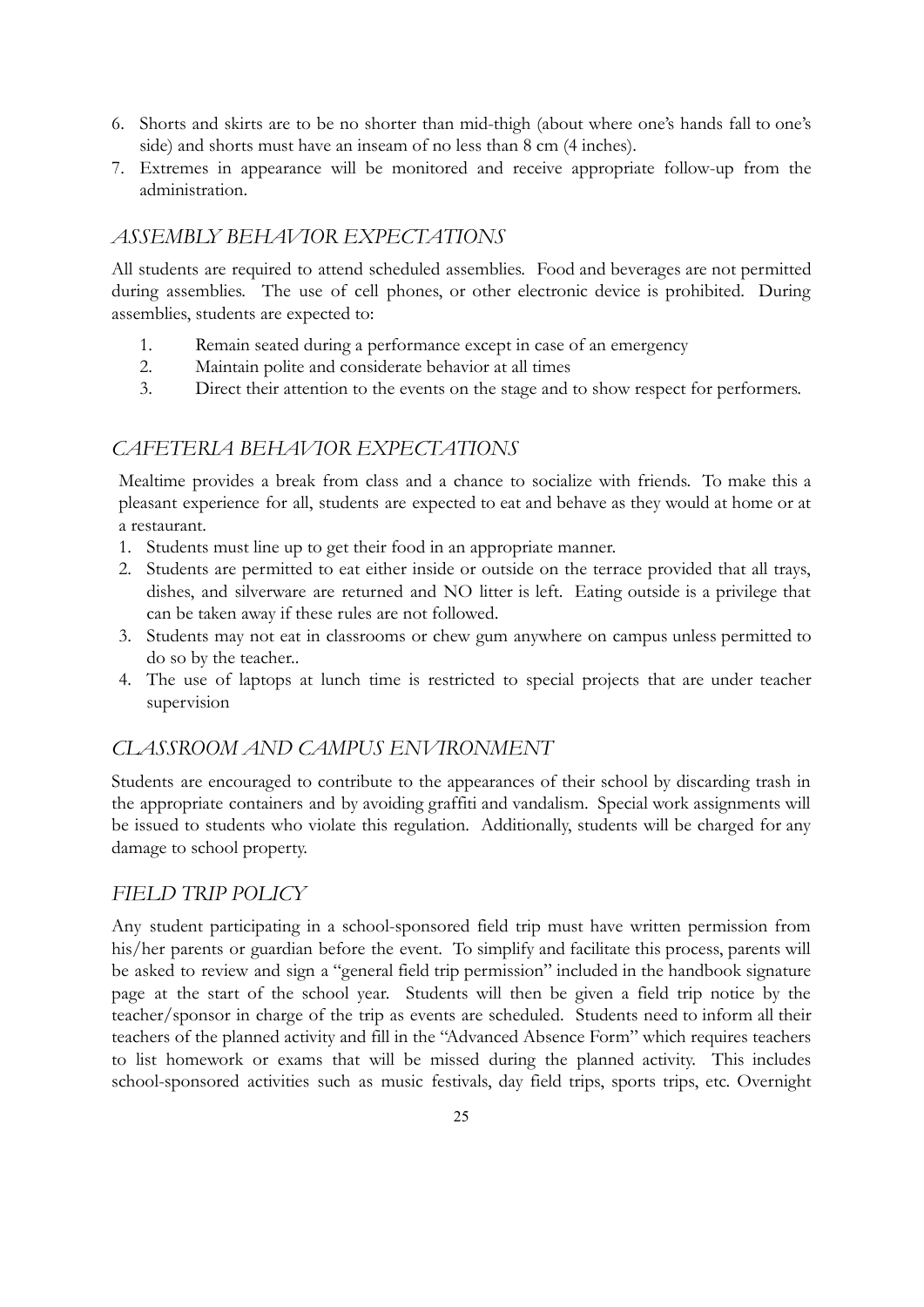6. Shorts and skirts are to be no shorter than mid-thigh (about where one's hands fall to one's side) and shorts must have an inseam of no less than 8 cm (4 inches).
7. Extremes in appearance will be monitored and receive appropriate follow-up from the administration.

## *ASSEMBLY BEHAVIOR EXPECTATIONS*

All students are required to attend scheduled assemblies. Food and beverages are not permitted during assemblies. The use of cell phones, or other electronic device is prohibited. During assemblies, students are expected to:

1. Remain seated during a performance except in case of an emergency
2. Maintain polite and considerate behavior at all times
3. Direct their attention to the events on the stage and to show respect for performers.

## *CAFETERIA BEHAVIOR EXPECTATIONS*

Mealtime provides a break from class and a chance to socialize with friends. To make this a pleasant experience for all, students are expected to eat and behave as they would at home or at a restaurant.

1. Students must line up to get their food in an appropriate manner.
2. Students are permitted to eat either inside or outside on the terrace provided that all trays, dishes, and silverware are returned and NO litter is left. Eating outside is a privilege that can be taken away if these rules are not followed.
3. Students may not eat in classrooms or chew gum anywhere on campus unless permitted to do so by the teacher..
4. The use of laptops at lunch time is restricted to special projects that are under teacher supervision

## *CLASSROOM AND CAMPUS ENVIRONMENT*

Students are encouraged to contribute to the appearances of their school by discarding trash in the appropriate containers and by avoiding graffiti and vandalism. Special work assignments will be issued to students who violate this regulation. Additionally, students will be charged for any damage to school property.

## *FIELD TRIP POLICY*

Any student participating in a school-sponsored field trip must have written permission from his/her parents or guardian before the event. To simplify and facilitate this process, parents will be asked to review and sign a "general field trip permission" included in the handbook signature page at the start of the school year. Students will then be given a field trip notice by the teacher/sponsor in charge of the trip as events are scheduled. Students need to inform all their teachers of the planned activity and fill in the "Advanced Absence Form" which requires teachers to list homework or exams that will be missed during the planned activity. This includes school-sponsored activities such as music festivals, day field trips, sports trips, etc. Overnight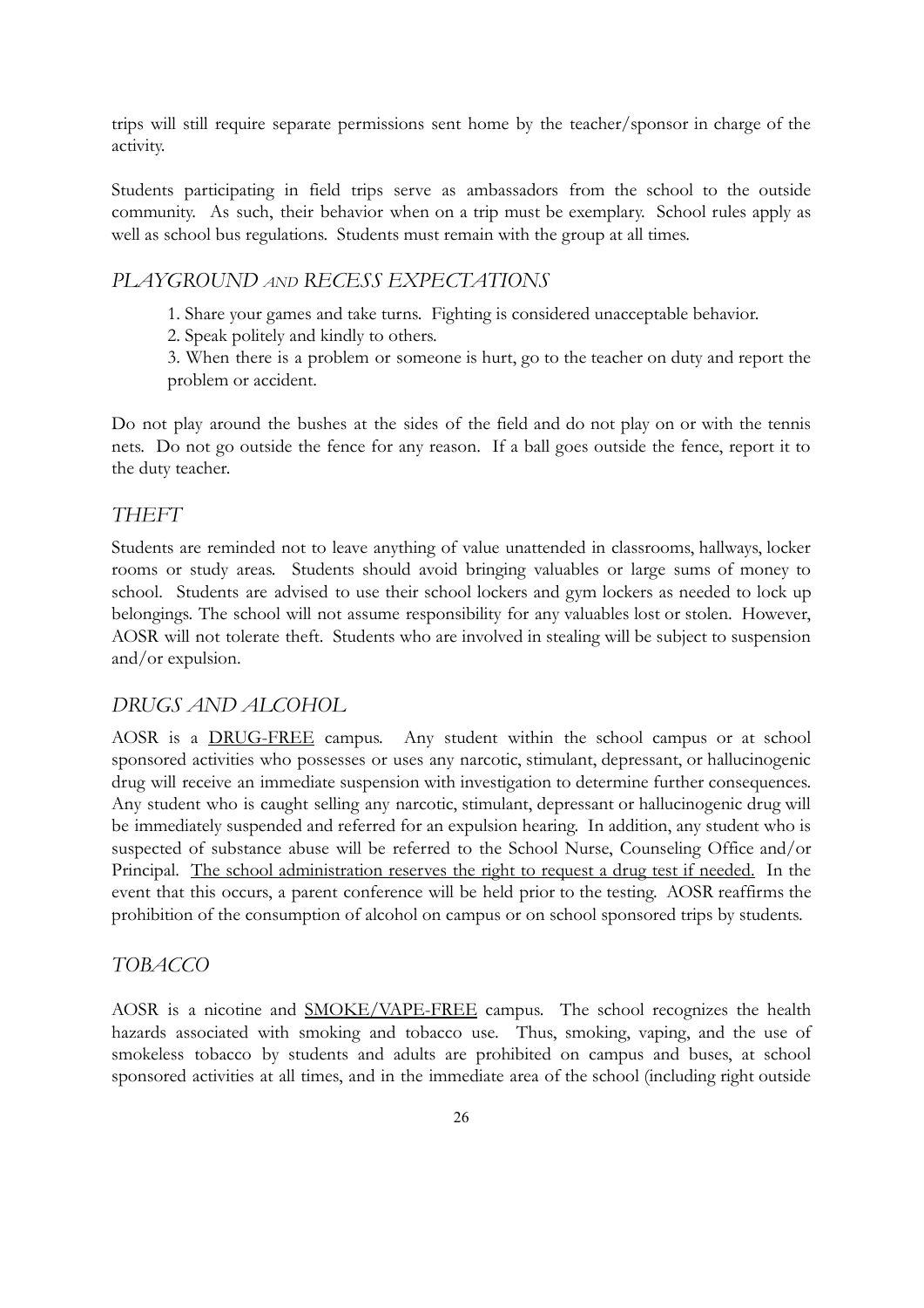trips will still require separate permissions sent home by the teacher/sponsor in charge of the activity.

Students participating in field trips serve as ambassadors from the school to the outside community. As such, their behavior when on a trip must be exemplary. School rules apply as well as school bus regulations. Students must remain with the group at all times.

## *PLAYGROUND AND RECESS EXPECTATIONS*

1. Share your games and take turns. Fighting is considered unacceptable behavior.
2. Speak politely and kindly to others.
3. When there is a problem or someone is hurt, go to the teacher on duty and report the problem or accident.

Do not play around the bushes at the sides of the field and do not play on or with the tennis nets. Do not go outside the fence for any reason. If a ball goes outside the fence, report it to the duty teacher.

## *THEFT*

Students are reminded not to leave anything of value unattended in classrooms, hallways, locker rooms or study areas. Students should avoid bringing valuables or large sums of money to school. Students are advised to use their school lockers and gym lockers as needed to lock up belongings. The school will not assume responsibility for any valuables lost or stolen. However, AOSR will not tolerate theft. Students who are involved in stealing will be subject to suspension and/or expulsion.

## *DRUGS AND ALCOHOL*

AOSR is a <u>DRUG-FREE</u> campus. Any student within the school campus or at school sponsored activities who possesses or uses any narcotic, stimulant, depressant, or hallucinogenic drug will receive an immediate suspension with investigation to determine further consequences. Any student who is caught selling any narcotic, stimulant, depressant or hallucinogenic drug will be immediately suspended and referred for an expulsion hearing. In addition, any student who is suspected of substance abuse will be referred to the School Nurse, Counseling Office and/or Principal. <u>The school administration reserves the right to request a drug test if needed.</u> In the event that this occurs, a parent conference will be held prior to the testing. AOSR reaffirms the prohibition of the consumption of alcohol on campus or on school sponsored trips by students.

## *TOBACCO*

AOSR is a nicotine and <u>SMOKE/VAPE-FREE</u> campus. The school recognizes the health hazards associated with smoking and tobacco use. Thus, smoking, vaping, and the use of smokeless tobacco by students and adults are prohibited on campus and buses, at school sponsored activities at all times, and in the immediate area of the school (including right outside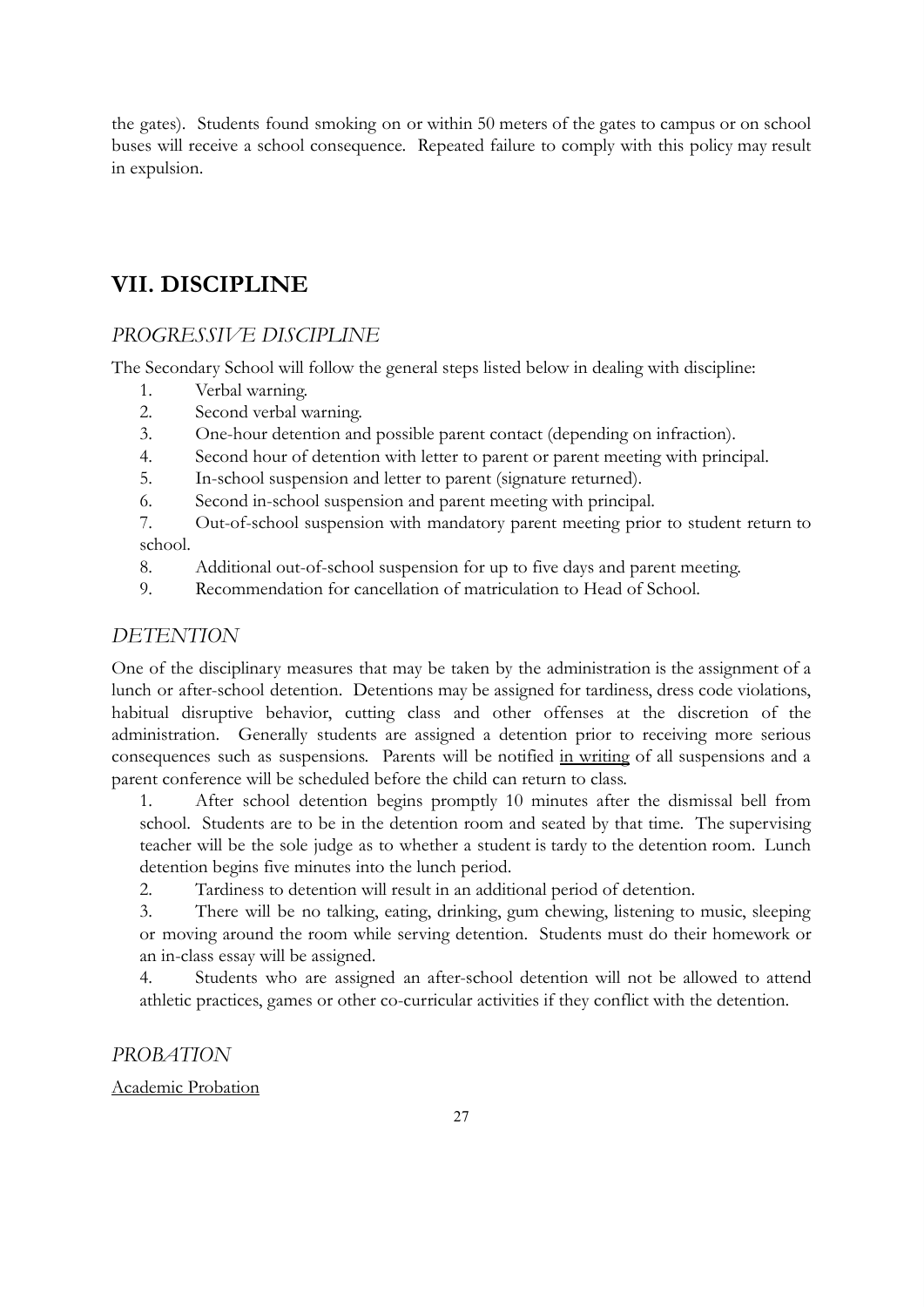the gates). Students found smoking on or within 50 meters of the gates to campus or on school buses will receive a school consequence. Repeated failure to comply with this policy may result in expulsion.

# VII. DISCIPLINE

## *PROGRESSIVE DISCIPLINE*

The Secondary School will follow the general steps listed below in dealing with discipline:

1. Verbal warning.
2. Second verbal warning.
3. One-hour detention and possible parent contact (depending on infraction).
4. Second hour of detention with letter to parent or parent meeting with principal.
5. In-school suspension and letter to parent (signature returned).
6. Second in-school suspension and parent meeting with principal.
7. Out-of-school suspension with mandatory parent meeting prior to student return to school.
8. Additional out-of-school suspension for up to five days and parent meeting.
9. Recommendation for cancellation of matriculation to Head of School.

## *DETENTION*

One of the disciplinary measures that may be taken by the administration is the assignment of a lunch or after-school detention. Detentions may be assigned for tardiness, dress code violations, habitual disruptive behavior, cutting class and other offenses at the discretion of the administration. Generally students are assigned a detention prior to receiving more serious consequences such as suspensions. Parents will be notified <u>in writing</u> of all suspensions and a parent conference will be scheduled before the child can return to class.

1. After school detention begins promptly 10 minutes after the dismissal bell from school. Students are to be in the detention room and seated by that time. The supervising teacher will be the sole judge as to whether a student is tardy to the detention room. Lunch detention begins five minutes into the lunch period.
2. Tardiness to detention will result in an additional period of detention.
3. There will be no talking, eating, drinking, gum chewing, listening to music, sleeping or moving around the room while serving detention. Students must do their homework or an in-class essay will be assigned.
4. Students who are assigned an after-school detention will not be allowed to attend athletic practices, games or other co-curricular activities if they conflict with the detention.

## *PROBATION*

<u>Academic Probation</u>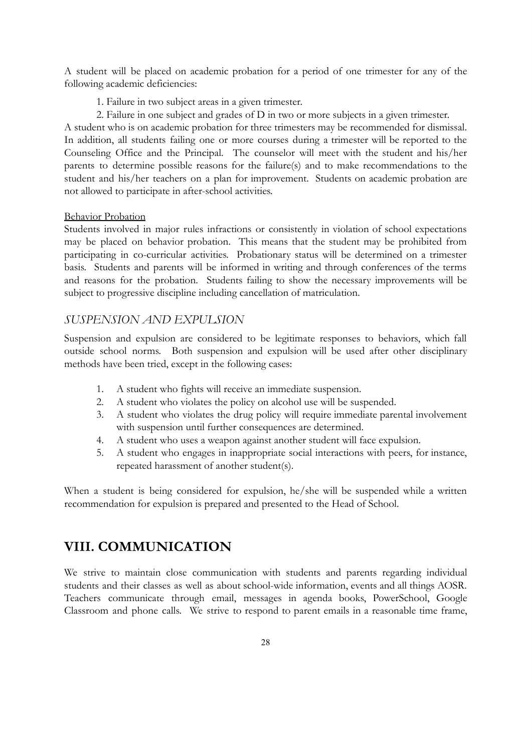A student will be placed on academic probation for a period of one trimester for any of the following academic deficiencies:

1. Failure in two subject areas in a given trimester.
2. Failure in one subject and grades of D in two or more subjects in a given trimester.

A student who is on academic probation for three trimesters may be recommended for dismissal. In addition, all students failing one or more courses during a trimester will be reported to the Counseling Office and the Principal. The counselor will meet with the student and his/her parents to determine possible reasons for the failure(s) and to make recommendations to the student and his/her teachers on a plan for improvement. Students on academic probation are not allowed to participate in after-school activities.

Behavior Probation

Students involved in major rules infractions or consistently in violation of school expectations may be placed on behavior probation. This means that the student may be prohibited from participating in co-curricular activities. Probationary status will be determined on a trimester basis. Students and parents will be informed in writing and through conferences of the terms and reasons for the probation. Students failing to show the necessary improvements will be subject to progressive discipline including cancellation of matriculation.

### *SUSPENSION AND EXPULSION*

Suspension and expulsion are considered to be legitimate responses to behaviors, which fall outside school norms. Both suspension and expulsion will be used after other disciplinary methods have been tried, except in the following cases:

1. A student who fights will receive an immediate suspension.
2. A student who violates the policy on alcohol use will be suspended.
3. A student who violates the drug policy will require immediate parental involvement with suspension until further consequences are determined.
4. A student who uses a weapon against another student will face expulsion.
5. A student who engages in inappropriate social interactions with peers, for instance, repeated harassment of another student(s).

When a student is being considered for expulsion, he/she will be suspended while a written recommendation for expulsion is prepared and presented to the Head of School.

## VIII. COMMUNICATION

We strive to maintain close communication with students and parents regarding individual students and their classes as well as about school-wide information, events and all things AOSR. Teachers communicate through email, messages in agenda books, PowerSchool, Google Classroom and phone calls. We strive to respond to parent emails in a reasonable time frame,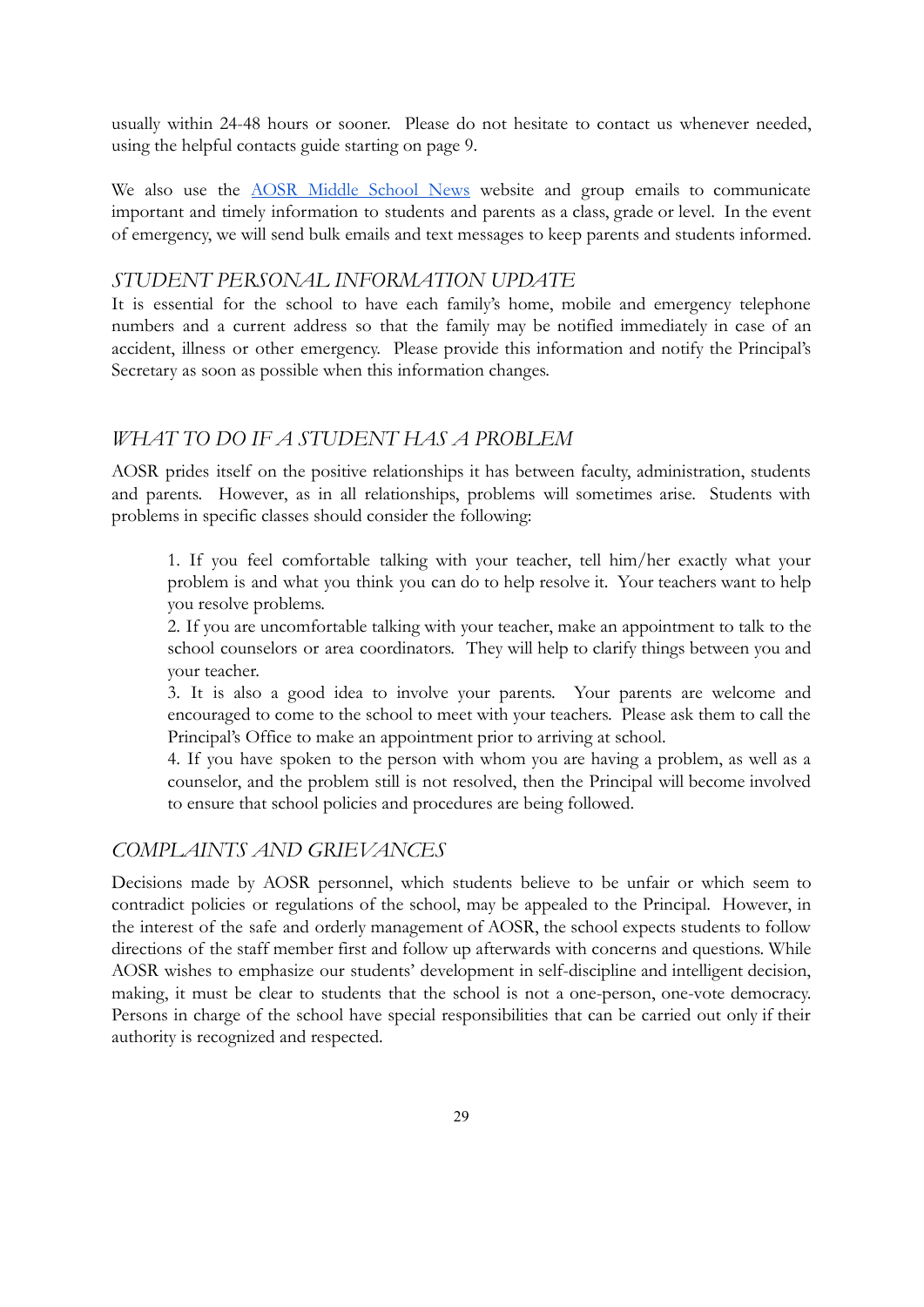usually within 24-48 hours or sooner. Please do not hesitate to contact us whenever needed, using the helpful contacts guide starting on page 9.

We also use the [AOSR Middle School News]() website and group emails to communicate important and timely information to students and parents as a class, grade or level. In the event of emergency, we will send bulk emails and text messages to keep parents and students informed.

### *STUDENT PERSONAL INFORMATION UPDATE*

It is essential for the school to have each family's home, mobile and emergency telephone numbers and a current address so that the family may be notified immediately in case of an accident, illness or other emergency. Please provide this information and notify the Principal's Secretary as soon as possible when this information changes.

### *WHAT TO DO IF A STUDENT HAS A PROBLEM*

AOSR prides itself on the positive relationships it has between faculty, administration, students and parents. However, as in all relationships, problems will sometimes arise. Students with problems in specific classes should consider the following:

> 1. If you feel comfortable talking with your teacher, tell him/her exactly what your problem is and what you think you can do to help resolve it. Your teachers want to help you resolve problems.
> 2. If you are uncomfortable talking with your teacher, make an appointment to talk to the school counselors or area coordinators. They will help to clarify things between you and your teacher.
> 3. It is also a good idea to involve your parents. Your parents are welcome and encouraged to come to the school to meet with your teachers. Please ask them to call the Principal's Office to make an appointment prior to arriving at school.
> 4. If you have spoken to the person with whom you are having a problem, as well as a counselor, and the problem still is not resolved, then the Principal will become involved to ensure that school policies and procedures are being followed.

### *COMPLAINTS AND GRIEVANCES*

Decisions made by AOSR personnel, which students believe to be unfair or which seem to contradict policies or regulations of the school, may be appealed to the Principal. However, in the interest of the safe and orderly management of AOSR, the school expects students to follow directions of the staff member first and follow up afterwards with concerns and questions. While AOSR wishes to emphasize our students' development in self-discipline and intelligent decision, making, it must be clear to students that the school is not a one-person, one-vote democracy. Persons in charge of the school have special responsibilities that can be carried out only if their authority is recognized and respected.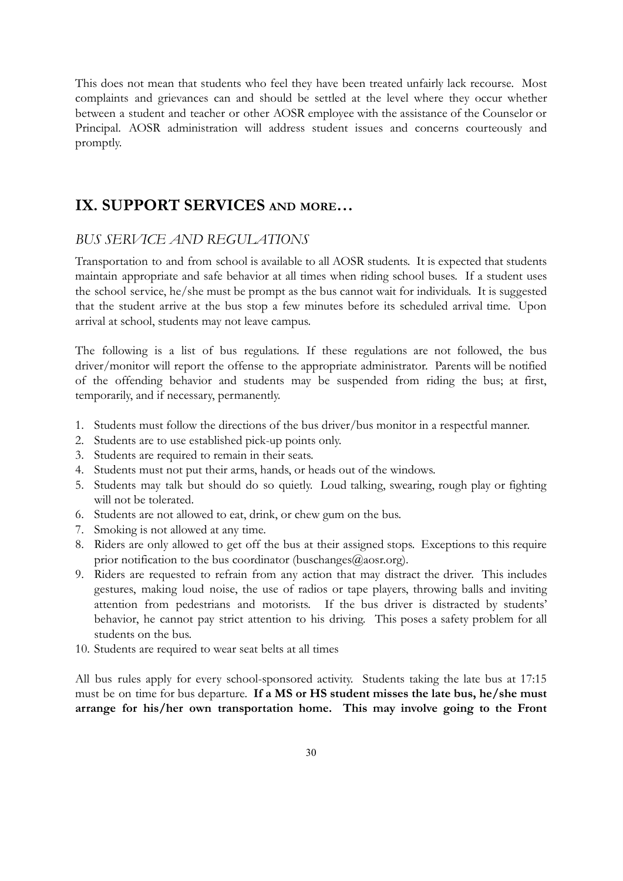This does not mean that students who feel they have been treated unfairly lack recourse. Most complaints and grievances can and should be settled at the level where they occur whether between a student and teacher or other AOSR employee with the assistance of the Counselor or Principal. AOSR administration will address student issues and concerns courteously and promptly.

## IX. SUPPORT SERVICES AND MORE…

### *BUS SERVICE AND REGULATIONS*

Transportation to and from school is available to all AOSR students. It is expected that students maintain appropriate and safe behavior at all times when riding school buses. If a student uses the school service, he/she must be prompt as the bus cannot wait for individuals. It is suggested that the student arrive at the bus stop a few minutes before its scheduled arrival time. Upon arrival at school, students may not leave campus.

The following is a list of bus regulations. If these regulations are not followed, the bus driver/monitor will report the offense to the appropriate administrator. Parents will be notified of the offending behavior and students may be suspended from riding the bus; at first, temporarily, and if necessary, permanently.

1. Students must follow the directions of the bus driver/bus monitor in a respectful manner.
2. Students are to use established pick-up points only.
3. Students are required to remain in their seats.
4. Students must not put their arms, hands, or heads out of the windows.
5. Students may talk but should do so quietly. Loud talking, swearing, rough play or fighting will not be tolerated.
6. Students are not allowed to eat, drink, or chew gum on the bus.
7. Smoking is not allowed at any time.
8. Riders are only allowed to get off the bus at their assigned stops. Exceptions to this require prior notification to the bus coordinator (buschanges@aosr.org).
9. Riders are requested to refrain from any action that may distract the driver. This includes gestures, making loud noise, the use of radios or tape players, throwing balls and inviting attention from pedestrians and motorists. If the bus driver is distracted by students' behavior, he cannot pay strict attention to his driving. This poses a safety problem for all students on the bus.
10. Students are required to wear seat belts at all times

All bus rules apply for every school-sponsored activity. Students taking the late bus at 17:15 must be on time for bus departure. **If a MS or HS student misses the late bus, he/she must arrange for his/her own transportation home. This may involve going to the Front**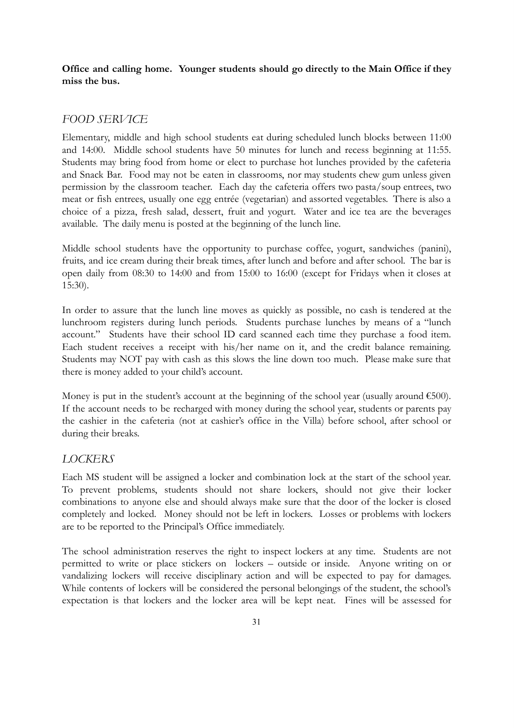**Office and calling home. Younger students should go directly to the Main Office if they miss the bus.**

## *FOOD SERVICE*

Elementary, middle and high school students eat during scheduled lunch blocks between 11:00 and 14:00. Middle school students have 50 minutes for lunch and recess beginning at 11:55. Students may bring food from home or elect to purchase hot lunches provided by the cafeteria and Snack Bar. Food may not be eaten in classrooms, nor may students chew gum unless given permission by the classroom teacher. Each day the cafeteria offers two pasta/soup entrees, two meat or fish entrees, usually one egg entrée (vegetarian) and assorted vegetables. There is also a choice of a pizza, fresh salad, dessert, fruit and yogurt. Water and ice tea are the beverages available. The daily menu is posted at the beginning of the lunch line.

Middle school students have the opportunity to purchase coffee, yogurt, sandwiches (panini), fruits, and ice cream during their break times, after lunch and before and after school. The bar is open daily from 08:30 to 14:00 and from 15:00 to 16:00 (except for Fridays when it closes at 15:30).

In order to assure that the lunch line moves as quickly as possible, no cash is tendered at the lunchroom registers during lunch periods. Students purchase lunches by means of a "lunch account." Students have their school ID card scanned each time they purchase a food item. Each student receives a receipt with his/her name on it, and the credit balance remaining. Students may NOT pay with cash as this slows the line down too much. Please make sure that there is money added to your child's account.

Money is put in the student's account at the beginning of the school year (usually around €500). If the account needs to be recharged with money during the school year, students or parents pay the cashier in the cafeteria (not at cashier's office in the Villa) before school, after school or during their breaks.

## *LOCKERS*

Each MS student will be assigned a locker and combination lock at the start of the school year. To prevent problems, students should not share lockers, should not give their locker combinations to anyone else and should always make sure that the door of the locker is closed completely and locked. Money should not be left in lockers. Losses or problems with lockers are to be reported to the Principal's Office immediately.

The school administration reserves the right to inspect lockers at any time. Students are not permitted to write or place stickers on lockers – outside or inside. Anyone writing on or vandalizing lockers will receive disciplinary action and will be expected to pay for damages. While contents of lockers will be considered the personal belongings of the student, the school's expectation is that lockers and the locker area will be kept neat. Fines will be assessed for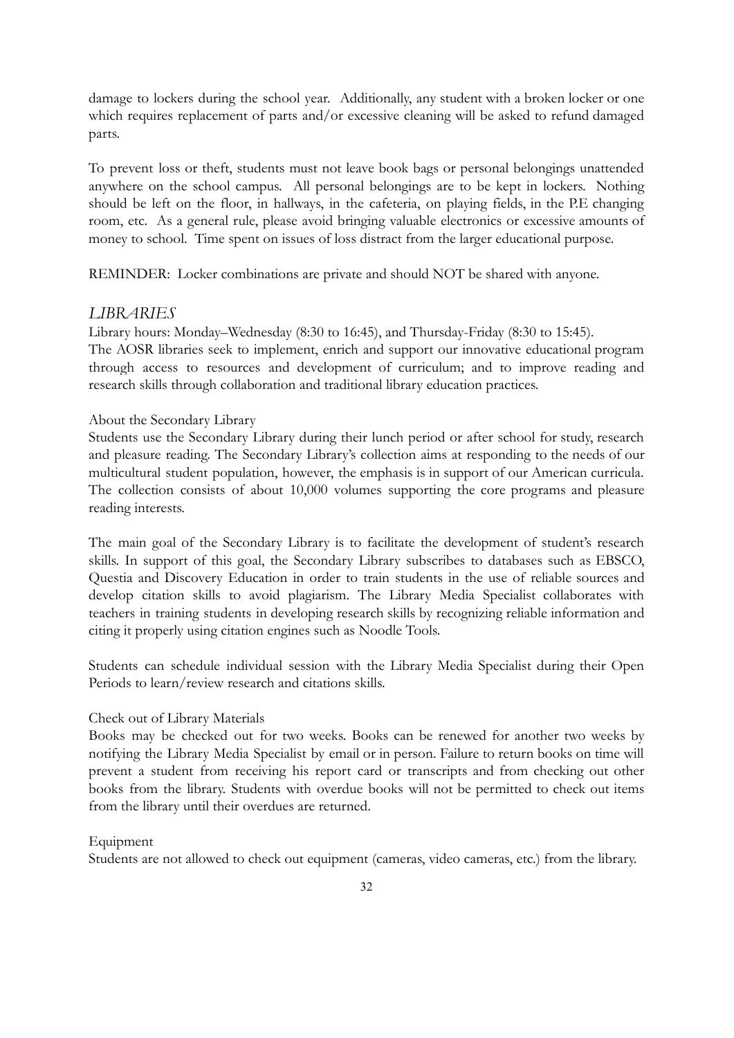damage to lockers during the school year. Additionally, any student with a broken locker or one which requires replacement of parts and/or excessive cleaning will be asked to refund damaged parts.

To prevent loss or theft, students must not leave book bags or personal belongings unattended anywhere on the school campus. All personal belongings are to be kept in lockers. Nothing should be left on the floor, in hallways, in the cafeteria, on playing fields, in the P.E changing room, etc. As a general rule, please avoid bringing valuable electronics or excessive amounts of money to school. Time spent on issues of loss distract from the larger educational purpose.

REMINDER: Locker combinations are private and should NOT be shared with anyone.

## *LIBRARIES*

Library hours: Monday–Wednesday (8:30 to 16:45), and Thursday-Friday (8:30 to 15:45).
The AOSR libraries seek to implement, enrich and support our innovative educational program through access to resources and development of curriculum; and to improve reading and research skills through collaboration and traditional library education practices.

### About the Secondary Library

Students use the Secondary Library during their lunch period or after school for study, research and pleasure reading. The Secondary Library's collection aims at responding to the needs of our multicultural student population, however, the emphasis is in support of our American curricula. The collection consists of about 10,000 volumes supporting the core programs and pleasure reading interests.

The main goal of the Secondary Library is to facilitate the development of student's research skills. In support of this goal, the Secondary Library subscribes to databases such as EBSCO, Questia and Discovery Education in order to train students in the use of reliable sources and develop citation skills to avoid plagiarism. The Library Media Specialist collaborates with teachers in training students in developing research skills by recognizing reliable information and citing it properly using citation engines such as Noodle Tools.

Students can schedule individual session with the Library Media Specialist during their Open Periods to learn/review research and citations skills.

### Check out of Library Materials

Books may be checked out for two weeks. Books can be renewed for another two weeks by notifying the Library Media Specialist by email or in person. Failure to return books on time will prevent a student from receiving his report card or transcripts and from checking out other books from the library. Students with overdue books will not be permitted to check out items from the library until their overdues are returned.

### Equipment

Students are not allowed to check out equipment (cameras, video cameras, etc.) from the library.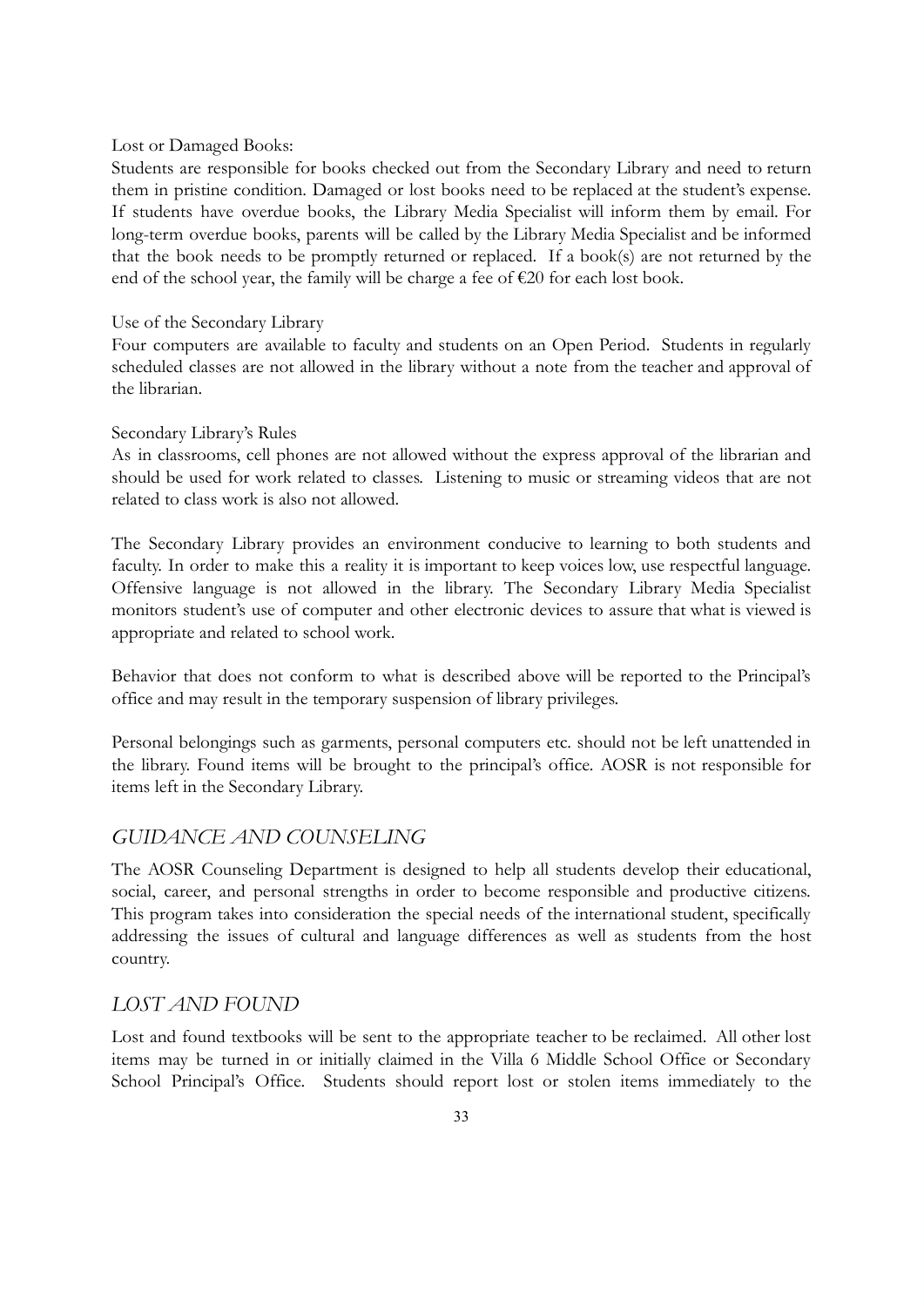Lost or Damaged Books:

Students are responsible for books checked out from the Secondary Library and need to return them in pristine condition. Damaged or lost books need to be replaced at the student's expense. If students have overdue books, the Library Media Specialist will inform them by email. For long-term overdue books, parents will be called by the Library Media Specialist and be informed that the book needs to be promptly returned or replaced. If a book(s) are not returned by the end of the school year, the family will be charge a fee of €20 for each lost book.

Use of the Secondary Library

Four computers are available to faculty and students on an Open Period. Students in regularly scheduled classes are not allowed in the library without a note from the teacher and approval of the librarian.

Secondary Library's Rules

As in classrooms, cell phones are not allowed without the express approval of the librarian and should be used for work related to classes. Listening to music or streaming videos that are not related to class work is also not allowed.

The Secondary Library provides an environment conducive to learning to both students and faculty. In order to make this a reality it is important to keep voices low, use respectful language. Offensive language is not allowed in the library. The Secondary Library Media Specialist monitors student's use of computer and other electronic devices to assure that what is viewed is appropriate and related to school work.

Behavior that does not conform to what is described above will be reported to the Principal's office and may result in the temporary suspension of library privileges.

Personal belongings such as garments, personal computers etc. should not be left unattended in the library. Found items will be brought to the principal's office. AOSR is not responsible for items left in the Secondary Library.

## *GUIDANCE AND COUNSELING*

The AOSR Counseling Department is designed to help all students develop their educational, social, career, and personal strengths in order to become responsible and productive citizens. This program takes into consideration the special needs of the international student, specifically addressing the issues of cultural and language differences as well as students from the host country.

## *LOST AND FOUND*

Lost and found textbooks will be sent to the appropriate teacher to be reclaimed. All other lost items may be turned in or initially claimed in the Villa 6 Middle School Office or Secondary School Principal's Office. Students should report lost or stolen items immediately to the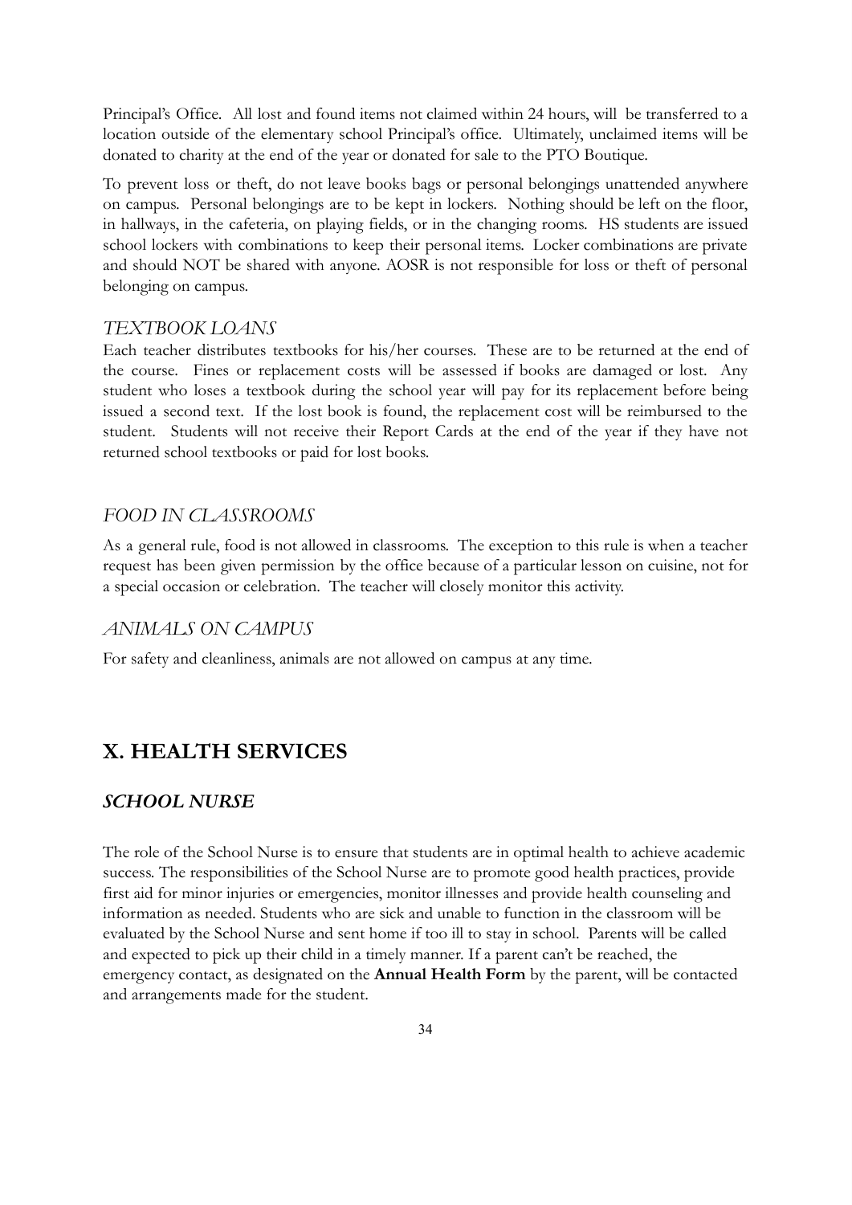Principal's Office. All lost and found items not claimed within 24 hours, will be transferred to a location outside of the elementary school Principal's office. Ultimately, unclaimed items will be donated to charity at the end of the year or donated for sale to the PTO Boutique.

To prevent loss or theft, do not leave books bags or personal belongings unattended anywhere on campus. Personal belongings are to be kept in lockers. Nothing should be left on the floor, in hallways, in the cafeteria, on playing fields, or in the changing rooms. HS students are issued school lockers with combinations to keep their personal items. Locker combinations are private and should NOT be shared with anyone. AOSR is not responsible for loss or theft of personal belonging on campus.

### *TEXTBOOK LOANS*

Each teacher distributes textbooks for his/her courses. These are to be returned at the end of the course. Fines or replacement costs will be assessed if books are damaged or lost. Any student who loses a textbook during the school year will pay for its replacement before being issued a second text. If the lost book is found, the replacement cost will be reimbursed to the student. Students will not receive their Report Cards at the end of the year if they have not returned school textbooks or paid for lost books.

### *FOOD IN CLASSROOMS*

As a general rule, food is not allowed in classrooms. The exception to this rule is when a teacher request has been given permission by the office because of a particular lesson on cuisine, not for a special occasion or celebration. The teacher will closely monitor this activity.

### *ANIMALS ON CAMPUS*

For safety and cleanliness, animals are not allowed on campus at any time.

## X. HEALTH SERVICES

### *SCHOOL NURSE*

The role of the School Nurse is to ensure that students are in optimal health to achieve academic success. The responsibilities of the School Nurse are to promote good health practices, provide first aid for minor injuries or emergencies, monitor illnesses and provide health counseling and information as needed. Students who are sick and unable to function in the classroom will be evaluated by the School Nurse and sent home if too ill to stay in school. Parents will be called and expected to pick up their child in a timely manner. If a parent can't be reached, the emergency contact, as designated on the **Annual Health Form** by the parent, will be contacted and arrangements made for the student.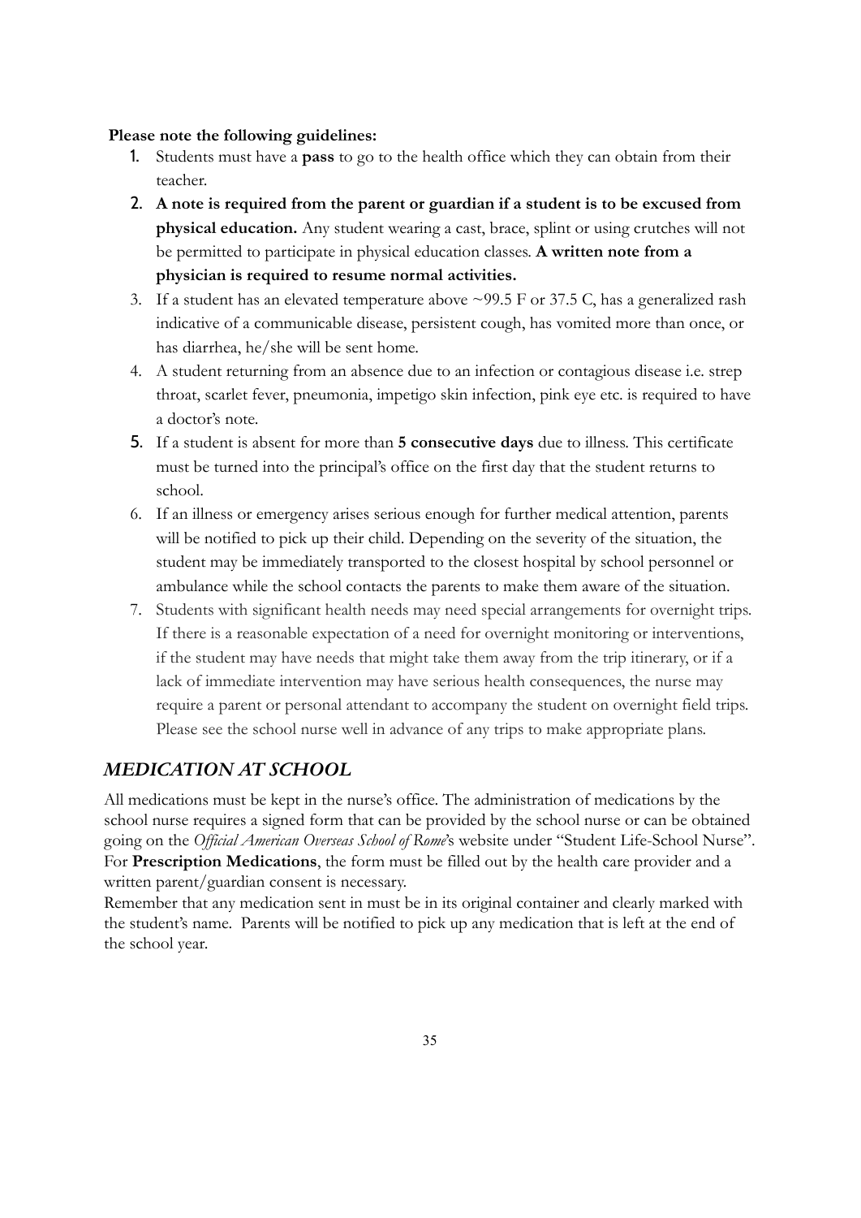**Please note the following guidelines:**

1. Students must have a **pass** to go to the health office which they can obtain from their teacher.
2. **A note is required from the parent or guardian if a student is to be excused from physical education.** Any student wearing a cast, brace, splint or using crutches will not be permitted to participate in physical education classes. **A written note from a physician is required to resume normal activities.**
3. If a student has an elevated temperature above ~99.5 F or 37.5 C, has a generalized rash indicative of a communicable disease, persistent cough, has vomited more than once, or has diarrhea, he/she will be sent home.
4. A student returning from an absence due to an infection or contagious disease i.e. strep throat, scarlet fever, pneumonia, impetigo skin infection, pink eye etc. is required to have a doctor's note.
5. If a student is absent for more than **5 consecutive days** due to illness. This certificate must be turned into the principal's office on the first day that the student returns to school.
6. If an illness or emergency arises serious enough for further medical attention, parents will be notified to pick up their child. Depending on the severity of the situation, the student may be immediately transported to the closest hospital by school personnel or ambulance while the school contacts the parents to make them aware of the situation.
7. Students with significant health needs may need special arrangements for overnight trips. If there is a reasonable expectation of a need for overnight monitoring or interventions, if the student may have needs that might take them away from the trip itinerary, or if a lack of immediate intervention may have serious health consequences, the nurse may require a parent or personal attendant to accompany the student on overnight field trips. Please see the school nurse well in advance of any trips to make appropriate plans.

## *MEDICATION AT SCHOOL*

All medications must be kept in the nurse's office. The administration of medications by the school nurse requires a signed form that can be provided by the school nurse or can be obtained going on the *Official American Overseas School of Rome*'s website under "Student Life-School Nurse". For **Prescription Medications**, the form must be filled out by the health care provider and a written parent/guardian consent is necessary.

Remember that any medication sent in must be in its original container and clearly marked with the student's name. Parents will be notified to pick up any medication that is left at the end of the school year.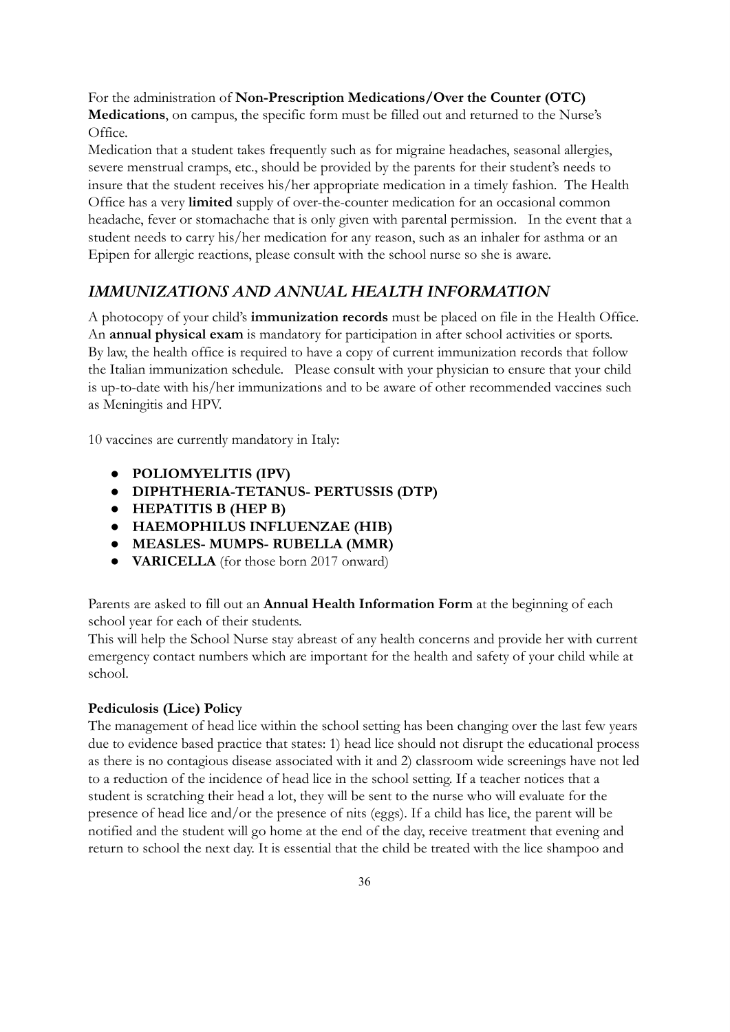For the administration of **Non-Prescription Medications/Over the Counter (OTC) Medications**, on campus, the specific form must be filled out and returned to the Nurse's Office.

Medication that a student takes frequently such as for migraine headaches, seasonal allergies, severe menstrual cramps, etc., should be provided by the parents for their student's needs to insure that the student receives his/her appropriate medication in a timely fashion. The Health Office has a very **limited** supply of over-the-counter medication for an occasional common headache, fever or stomachache that is only given with parental permission. In the event that a student needs to carry his/her medication for any reason, such as an inhaler for asthma or an Epipen for allergic reactions, please consult with the school nurse so she is aware.

## *IMMUNIZATIONS AND ANNUAL HEALTH INFORMATION*

A photocopy of your child's **immunization records** must be placed on file in the Health Office. An **annual physical exam** is mandatory for participation in after school activities or sports. By law, the health office is required to have a copy of current immunization records that follow the Italian immunization schedule. Please consult with your physician to ensure that your child is up-to-date with his/her immunizations and to be aware of other recommended vaccines such as Meningitis and HPV.

10 vaccines are currently mandatory in Italy:

- **POLIOMYELITIS (IPV)**
- **DIPHTHERIA-TETANUS- PERTUSSIS (DTP)**
- **HEPATITIS B (HEP B)**
- **HAEMOPHILUS INFLUENZAE (HIB)**
- **MEASLES- MUMPS- RUBELLA (MMR)**
- **VARICELLA** (for those born 2017 onward)

Parents are asked to fill out an **Annual Health Information Form** at the beginning of each school year for each of their students.

This will help the School Nurse stay abreast of any health concerns and provide her with current emergency contact numbers which are important for the health and safety of your child while at school.

**Pediculosis (Lice) Policy**

The management of head lice within the school setting has been changing over the last few years due to evidence based practice that states: 1) head lice should not disrupt the educational process as there is no contagious disease associated with it and 2) classroom wide screenings have not led to a reduction of the incidence of head lice in the school setting. If a teacher notices that a student is scratching their head a lot, they will be sent to the nurse who will evaluate for the presence of head lice and/or the presence of nits (eggs). If a child has lice, the parent will be notified and the student will go home at the end of the day, receive treatment that evening and return to school the next day. It is essential that the child be treated with the lice shampoo and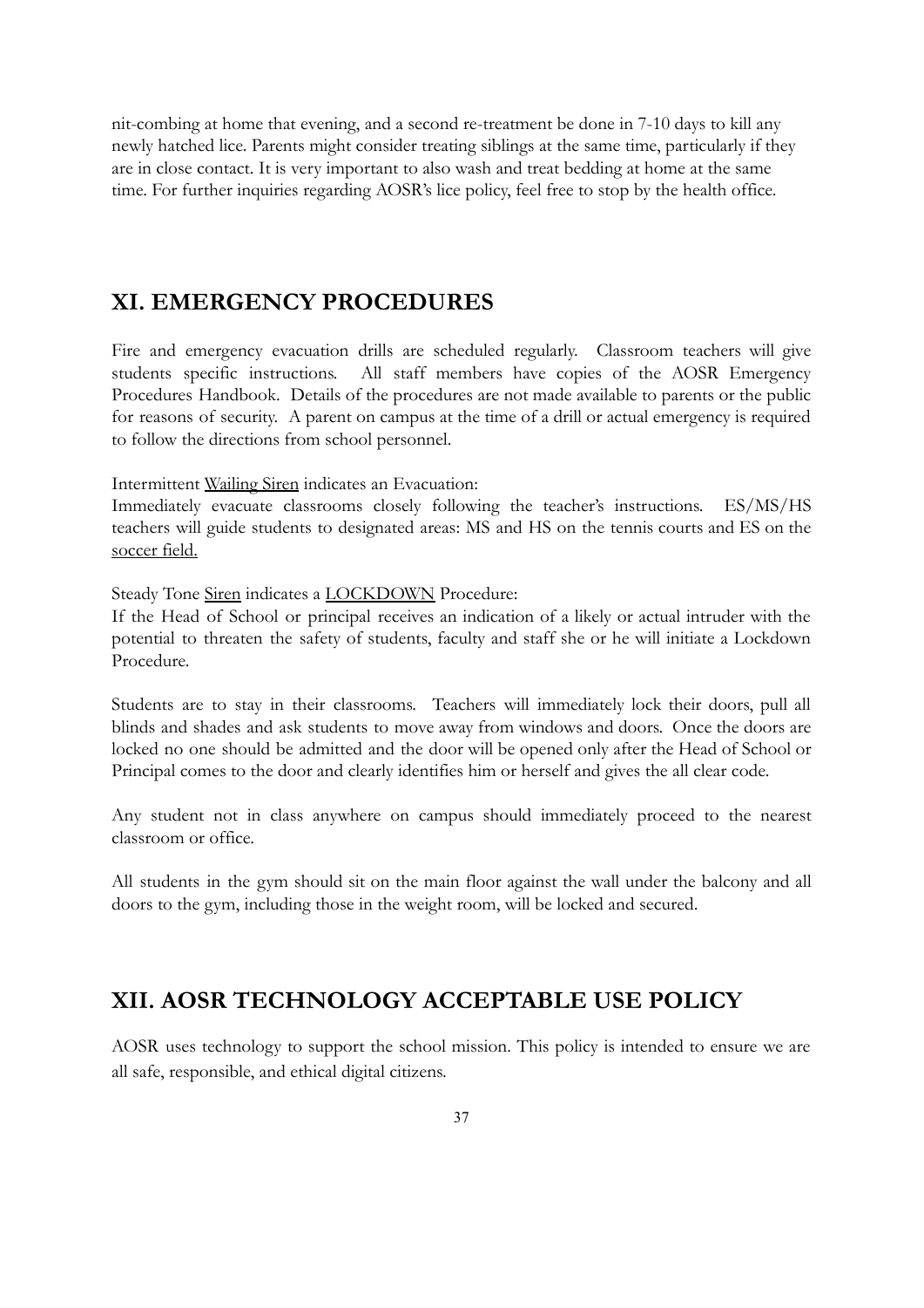nit-combing at home that evening, and a second re-treatment be done in 7-10 days to kill any newly hatched lice. Parents might consider treating siblings at the same time, particularly if they are in close contact. It is very important to also wash and treat bedding at home at the same time. For further inquiries regarding AOSR's lice policy, feel free to stop by the health office.

## XI. EMERGENCY PROCEDURES

Fire and emergency evacuation drills are scheduled regularly. Classroom teachers will give students specific instructions. All staff members have copies of the AOSR Emergency Procedures Handbook. Details of the procedures are not made available to parents or the public for reasons of security. A parent on campus at the time of a drill or actual emergency is required to follow the directions from school personnel.

Intermittent Wailing Siren indicates an Evacuation:
Immediately evacuate classrooms closely following the teacher's instructions. ES/MS/HS teachers will guide students to designated areas: MS and HS on the tennis courts and ES on the soccer field.

Steady Tone Siren indicates a LOCKDOWN Procedure:
If the Head of School or principal receives an indication of a likely or actual intruder with the potential to threaten the safety of students, faculty and staff she or he will initiate a Lockdown Procedure.

Students are to stay in their classrooms. Teachers will immediately lock their doors, pull all blinds and shades and ask students to move away from windows and doors. Once the doors are locked no one should be admitted and the door will be opened only after the Head of School or Principal comes to the door and clearly identifies him or herself and gives the all clear code.

Any student not in class anywhere on campus should immediately proceed to the nearest classroom or office.

All students in the gym should sit on the main floor against the wall under the balcony and all doors to the gym, including those in the weight room, will be locked and secured.

## XII. AOSR TECHNOLOGY ACCEPTABLE USE POLICY

AOSR uses technology to support the school mission. This policy is intended to ensure we are all safe, responsible, and ethical digital citizens.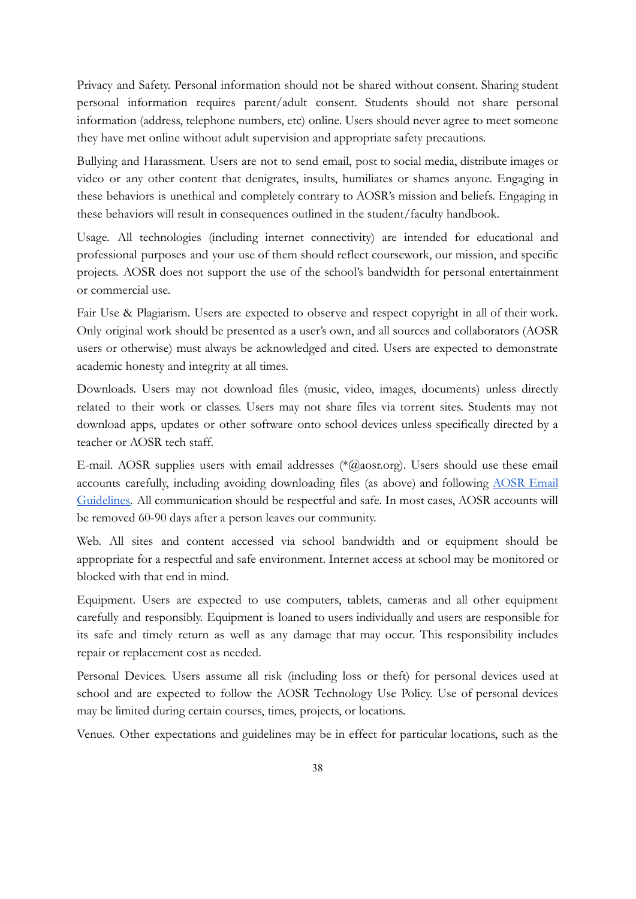Privacy and Safety. Personal information should not be shared without consent. Sharing student personal information requires parent/adult consent. Students should not share personal information (address, telephone numbers, etc) online. Users should never agree to meet someone they have met online without adult supervision and appropriate safety precautions.

Bullying and Harassment. Users are not to send email, post to social media, distribute images or video or any other content that denigrates, insults, humiliates or shames anyone. Engaging in these behaviors is unethical and completely contrary to AOSR's mission and beliefs. Engaging in these behaviors will result in consequences outlined in the student/faculty handbook.

Usage. All technologies (including internet connectivity) are intended for educational and professional purposes and your use of them should reflect coursework, our mission, and specific projects. AOSR does not support the use of the school's bandwidth for personal entertainment or commercial use.

Fair Use & Plagiarism. Users are expected to observe and respect copyright in all of their work. Only original work should be presented as a user's own, and all sources and collaborators (AOSR users or otherwise) must always be acknowledged and cited. Users are expected to demonstrate academic honesty and integrity at all times.

Downloads. Users may not download files (music, video, images, documents) unless directly related to their work or classes. Users may not share files via torrent sites. Students may not download apps, updates or other software onto school devices unless specifically directed by a teacher or AOSR tech staff.

E-mail. AOSR supplies users with email addresses (*@aosr.org). Users should use these email accounts carefully, including avoiding downloading files (as above) and following [AOSR Email Guidelines](). All communication should be respectful and safe. In most cases, AOSR accounts will be removed 60-90 days after a person leaves our community.

Web. All sites and content accessed via school bandwidth and or equipment should be appropriate for a respectful and safe environment. Internet access at school may be monitored or blocked with that end in mind.

Equipment. Users are expected to use computers, tablets, cameras and all other equipment carefully and responsibly. Equipment is loaned to users individually and users are responsible for its safe and timely return as well as any damage that may occur. This responsibility includes repair or replacement cost as needed.

Personal Devices. Users assume all risk (including loss or theft) for personal devices used at school and are expected to follow the AOSR Technology Use Policy. Use of personal devices may be limited during certain courses, times, projects, or locations.

Venues. Other expectations and guidelines may be in effect for particular locations, such as the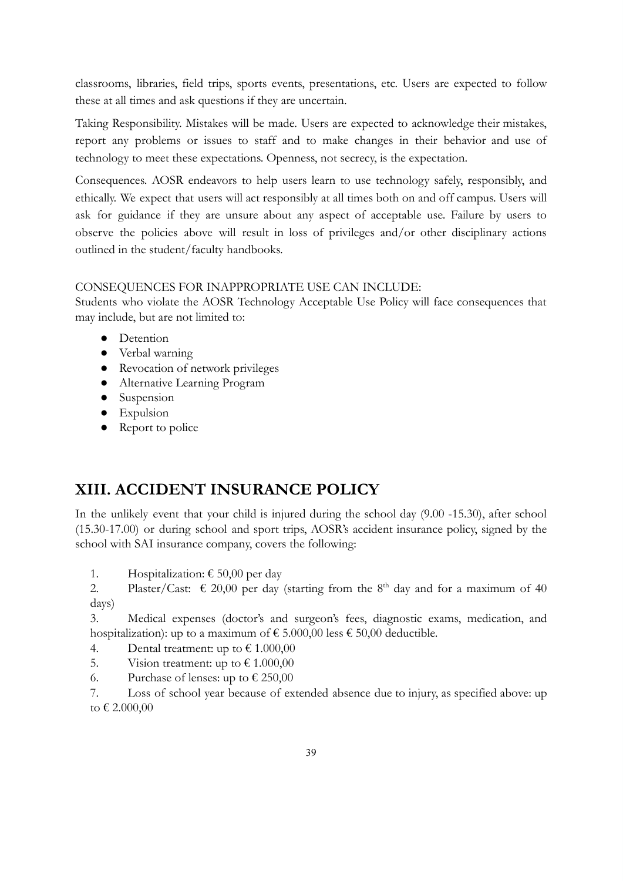classrooms, libraries, field trips, sports events, presentations, etc. Users are expected to follow these at all times and ask questions if they are uncertain.

Taking Responsibility. Mistakes will be made. Users are expected to acknowledge their mistakes, report any problems or issues to staff and to make changes in their behavior and use of technology to meet these expectations. Openness, not secrecy, is the expectation.

Consequences. AOSR endeavors to help users learn to use technology safely, responsibly, and ethically. We expect that users will act responsibly at all times both on and off campus. Users will ask for guidance if they are unsure about any aspect of acceptable use. Failure by users to observe the policies above will result in loss of privileges and/or other disciplinary actions outlined in the student/faculty handbooks.

CONSEQUENCES FOR INAPPROPRIATE USE CAN INCLUDE:
Students who violate the AOSR Technology Acceptable Use Policy will face consequences that may include, but are not limited to:

- Detention
- Verbal warning
- Revocation of network privileges
- Alternative Learning Program
- Suspension
- Expulsion
- Report to police

## XIII. ACCIDENT INSURANCE POLICY

In the unlikely event that your child is injured during the school day (9.00 -15.30), after school (15.30-17.00) or during school and sport trips, AOSR's accident insurance policy, signed by the school with SAI insurance company, covers the following:

1. Hospitalization: € 50,00 per day
2. Plaster/Cast: € 20,00 per day (starting from the 8th day and for a maximum of 40 days)
3. Medical expenses (doctor's and surgeon's fees, diagnostic exams, medication, and hospitalization): up to a maximum of € 5.000,00 less € 50,00 deductible.
4. Dental treatment: up to € 1.000,00
5. Vision treatment: up to € 1.000,00
6. Purchase of lenses: up to € 250,00
7. Loss of school year because of extended absence due to injury, as specified above: up to € 2.000,00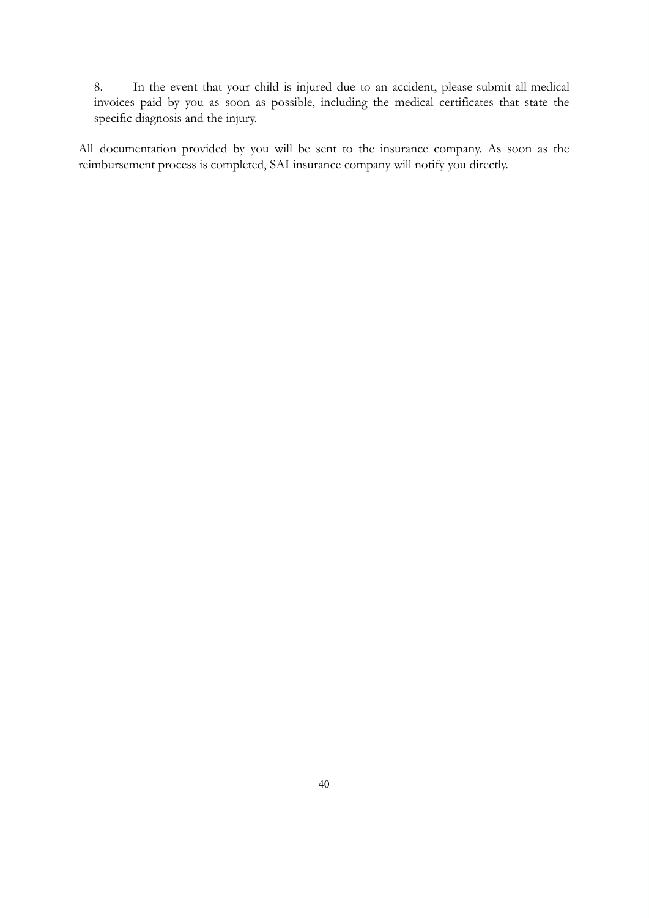8. In the event that your child is injured due to an accident, please submit all medical invoices paid by you as soon as possible, including the medical certificates that state the specific diagnosis and the injury.

All documentation provided by you will be sent to the insurance company. As soon as the reimbursement process is completed, SAI insurance company will notify you directly.